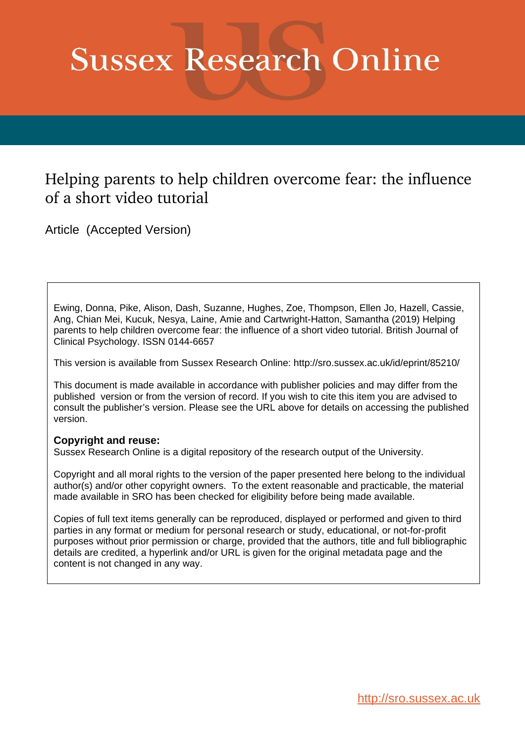# Sussex Research Online

## Helping parents to help children overcome fear: the influence of a short video tutorial

Article (Accepted Version)

Ewing, Donna, Pike, Alison, Dash, Suzanne, Hughes, Zoe, Thompson, Ellen Jo, Hazell, Cassie, Ang, Chian Mei, Kucuk, Nesya, Laine, Amie and Cartwright-Hatton, Samantha (2019) Helping parents to help children overcome fear: the influence of a short video tutorial. British Journal of Clinical Psychology. ISSN 0144-6657

This version is available from Sussex Research Online: http://sro.sussex.ac.uk/id/eprint/85210/

This document is made available in accordance with publisher policies and may differ from the published version or from the version of record. If you wish to cite this item you are advised to consult the publisher's version. Please see the URL above for details on accessing the published version.

**Copyright and reuse:**
Sussex Research Online is a digital repository of the research output of the University.

Copyright and all moral rights to the version of the paper presented here belong to the individual author(s) and/or other copyright owners. To the extent reasonable and practicable, the material made available in SRO has been checked for eligibility before being made available.

Copies of full text items generally can be reproduced, displayed or performed and given to third parties in any format or medium for personal research or study, educational, or not-for-profit purposes without prior permission or charge, provided that the authors, title and full bibliographic details are credited, a hyperlink and/or URL is given for the original metadata page and the content is not changed in any way.

http://sro.sussex.ac.uk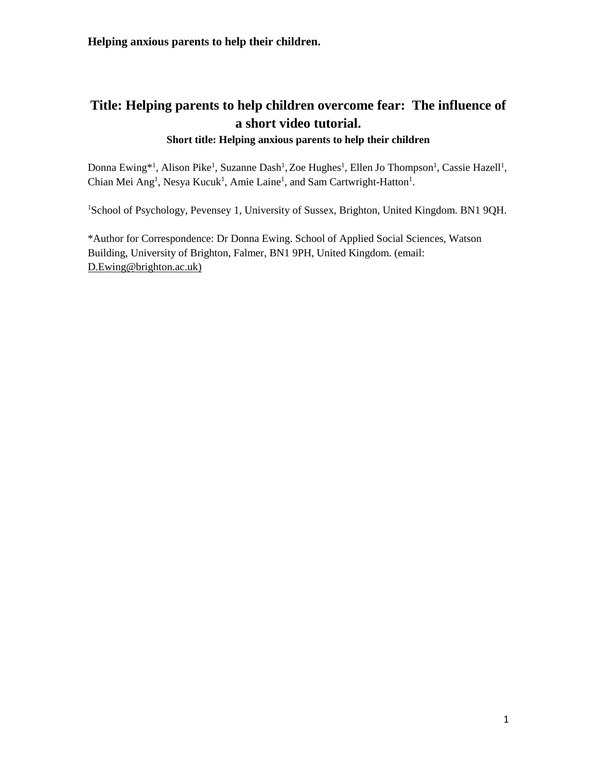# Title: Helping parents to help children overcome fear: The influence of a short video tutorial.

**Short title: Helping anxious parents to help their children**

Donna Ewing*[1], Alison Pike[1], Suzanne Dash[1], Zoe Hughes[1], Ellen Jo Thompson[1], Cassie Hazell[1], Chian Mei Ang[1], Nesya Kucuk[1], Amie Laine[1], and Sam Cartwright-Hatton[1].

[1]School of Psychology, Pevensey 1, University of Sussex, Brighton, United Kingdom. BN1 9QH.

*Author for Correspondence: Dr Donna Ewing. School of Applied Social Sciences, Watson Building, University of Brighton, Falmer, BN1 9PH, United Kingdom. (email: D.Ewing@brighton.ac.uk)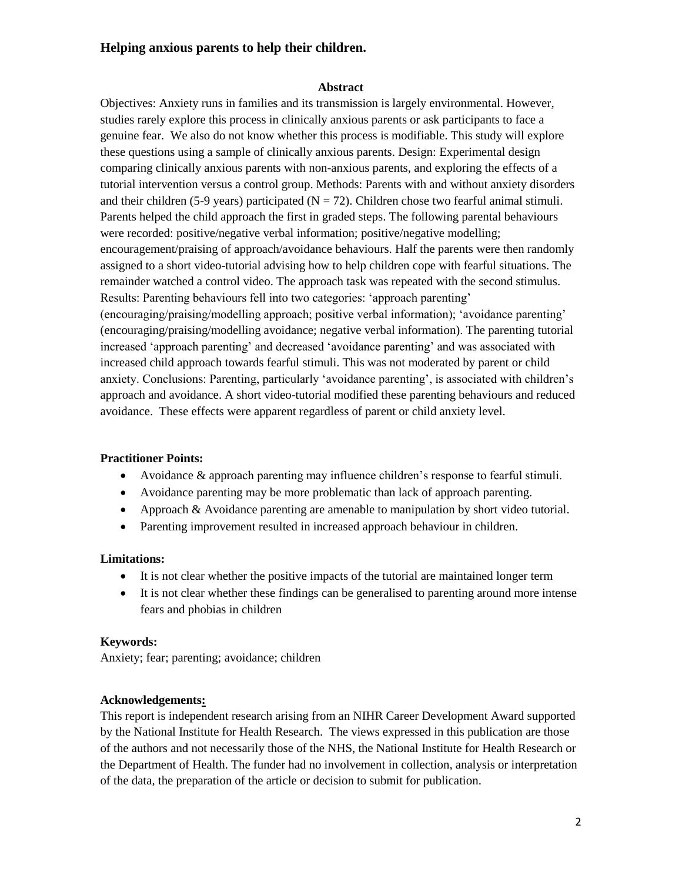## Helping anxious parents to help their children.

### Abstract

Objectives: Anxiety runs in families and its transmission is largely environmental. However, studies rarely explore this process in clinically anxious parents or ask participants to face a genuine fear. We also do not know whether this process is modifiable. This study will explore these questions using a sample of clinically anxious parents. Design: Experimental design comparing clinically anxious parents with non-anxious parents, and exploring the effects of a tutorial intervention versus a control group. Methods: Parents with and without anxiety disorders and their children (5-9 years) participated ($N = 72$). Children chose two fearful animal stimuli. Parents helped the child approach the first in graded steps. The following parental behaviours were recorded: positive/negative verbal information; positive/negative modelling; encouragement/praising of approach/avoidance behaviours. Half the parents were then randomly assigned to a short video-tutorial advising how to help children cope with fearful situations. The remainder watched a control video. The approach task was repeated with the second stimulus. Results: Parenting behaviours fell into two categories: 'approach parenting' (encouraging/praising/modelling approach; positive verbal information); 'avoidance parenting' (encouraging/praising/modelling avoidance; negative verbal information). The parenting tutorial increased 'approach parenting' and decreased 'avoidance parenting' and was associated with increased child approach towards fearful stimuli. This was not moderated by parent or child anxiety. Conclusions: Parenting, particularly 'avoidance parenting', is associated with children's approach and avoidance. A short video-tutorial modified these parenting behaviours and reduced avoidance. These effects were apparent regardless of parent or child anxiety level.

### Practitioner Points:

- Avoidance & approach parenting may influence children's response to fearful stimuli.
- Avoidance parenting may be more problematic than lack of approach parenting.
- Approach & Avoidance parenting are amenable to manipulation by short video tutorial.
- Parenting improvement resulted in increased approach behaviour in children.

### Limitations:

- It is not clear whether the positive impacts of the tutorial are maintained longer term
- It is not clear whether these findings can be generalised to parenting around more intense fears and phobias in children

### Keywords:

Anxiety; fear; parenting; avoidance; children

### Acknowledgements:

This report is independent research arising from an NIHR Career Development Award supported by the National Institute for Health Research. The views expressed in this publication are those of the authors and not necessarily those of the NHS, the National Institute for Health Research or the Department of Health. The funder had no involvement in collection, analysis or interpretation of the data, the preparation of the article or decision to submit for publication.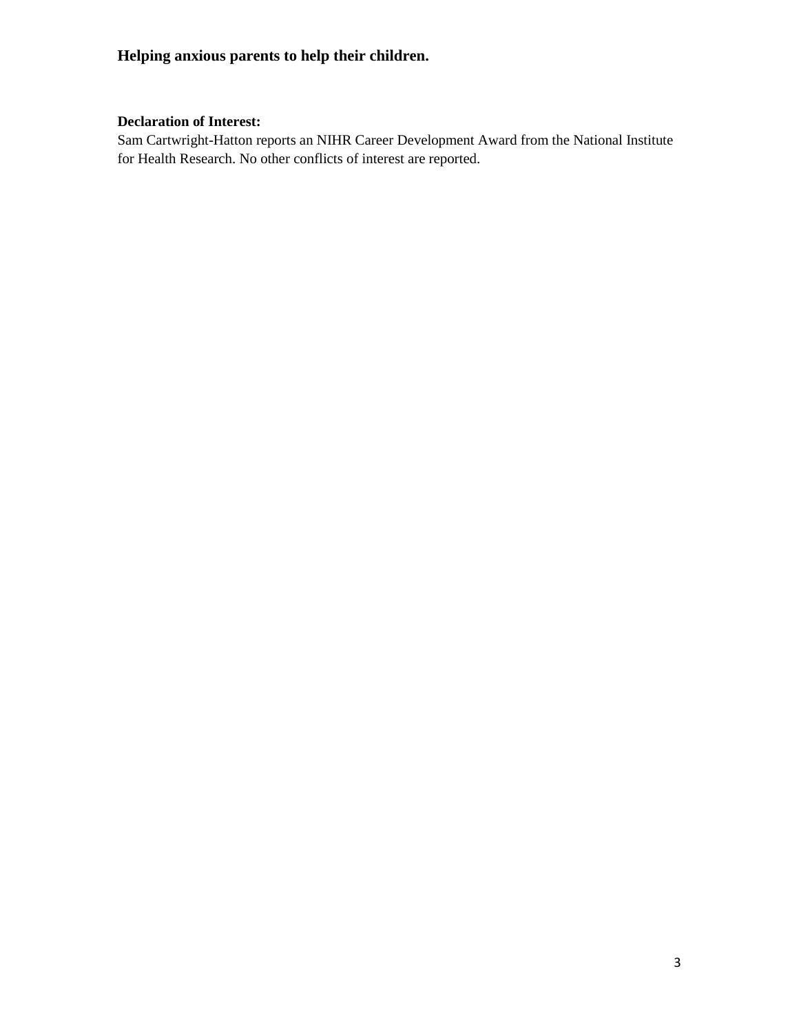**Helping anxious parents to help their children.**

**Declaration of Interest:**

Sam Cartwright-Hatton reports an NIHR Career Development Award from the National Institute for Health Research. No other conflicts of interest are reported.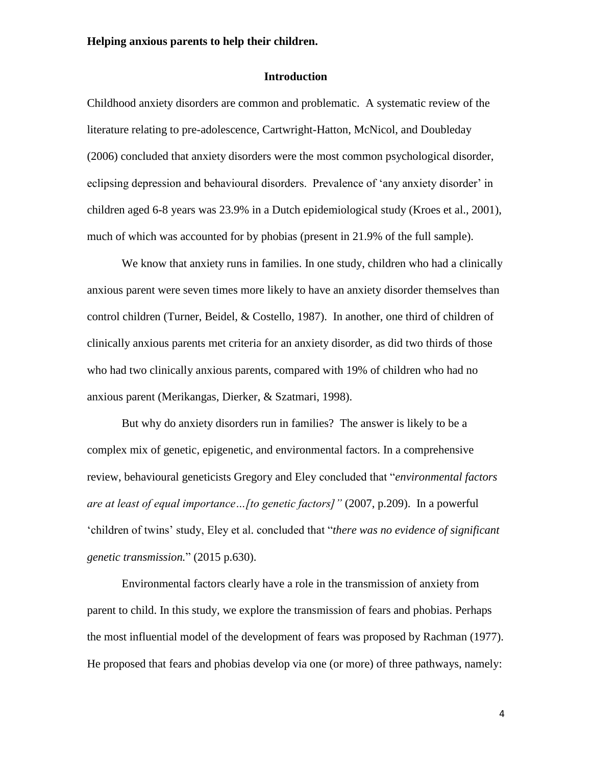**Helping anxious parents to help their children.**

## Introduction

Childhood anxiety disorders are common and problematic. A systematic review of the literature relating to pre-adolescence, Cartwright-Hatton, McNicol, and Doubleday (2006) concluded that anxiety disorders were the most common psychological disorder, eclipsing depression and behavioural disorders. Prevalence of 'any anxiety disorder' in children aged 6-8 years was 23.9% in a Dutch epidemiological study (Kroes et al., 2001), much of which was accounted for by phobias (present in 21.9% of the full sample).

We know that anxiety runs in families. In one study, children who had a clinically anxious parent were seven times more likely to have an anxiety disorder themselves than control children (Turner, Beidel, & Costello, 1987). In another, one third of children of clinically anxious parents met criteria for an anxiety disorder, as did two thirds of those who had two clinically anxious parents, compared with 19% of children who had no anxious parent (Merikangas, Dierker, & Szatmari, 1998).

But why do anxiety disorders run in families? The answer is likely to be a complex mix of genetic, epigenetic, and environmental factors. In a comprehensive review, behavioural geneticists Gregory and Eley concluded that "*environmental factors are at least of equal importance…[to genetic factors]"* (2007, p.209). In a powerful 'children of twins' study, Eley et al. concluded that "*there was no evidence of significant genetic transmission.*" (2015 p.630).

Environmental factors clearly have a role in the transmission of anxiety from parent to child. In this study, we explore the transmission of fears and phobias. Perhaps the most influential model of the development of fears was proposed by Rachman (1977). He proposed that fears and phobias develop via one (or more) of three pathways, namely: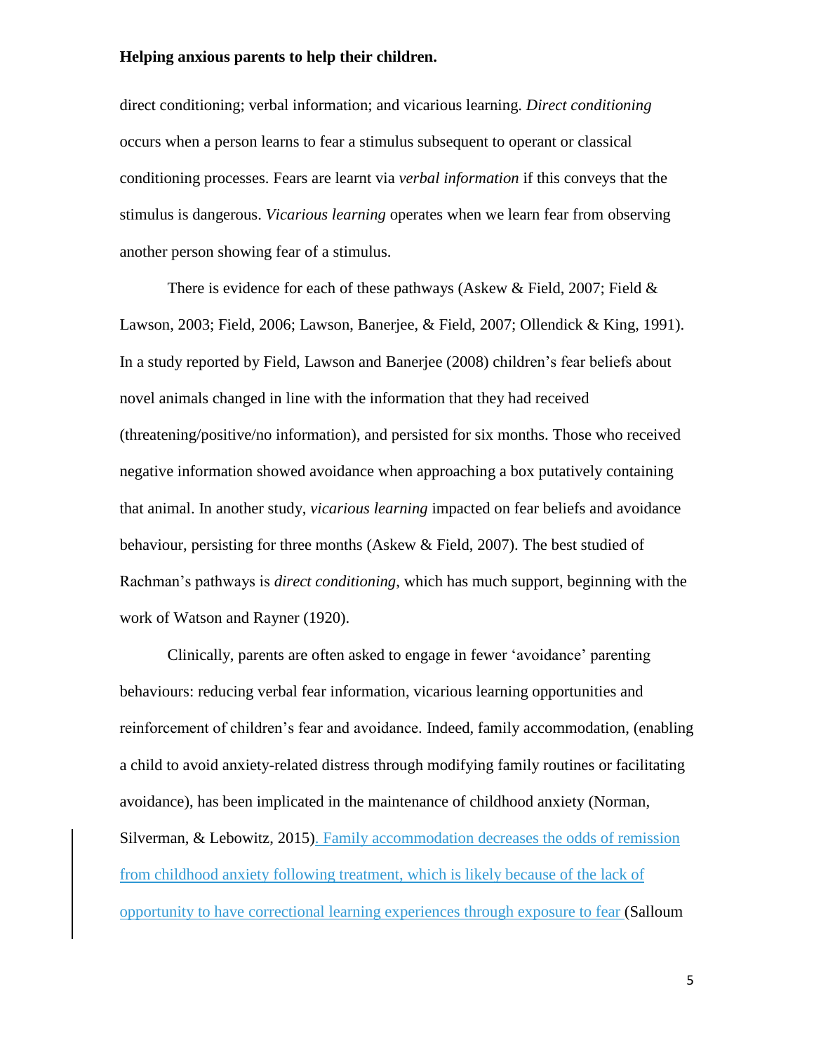direct conditioning; verbal information; and vicarious learning. *Direct conditioning* occurs when a person learns to fear a stimulus subsequent to operant or classical conditioning processes. Fears are learnt via *verbal information* if this conveys that the stimulus is dangerous. *Vicarious learning* operates when we learn fear from observing another person showing fear of a stimulus.

There is evidence for each of these pathways (Askew & Field, 2007; Field & Lawson, 2003; Field, 2006; Lawson, Banerjee, & Field, 2007; Ollendick & King, 1991). In a study reported by Field, Lawson and Banerjee (2008) children's fear beliefs about novel animals changed in line with the information that they had received (threatening/positive/no information), and persisted for six months. Those who received negative information showed avoidance when approaching a box putatively containing that animal. In another study, *vicarious learning* impacted on fear beliefs and avoidance behaviour, persisting for three months (Askew & Field, 2007). The best studied of Rachman's pathways is *direct conditioning*, which has much support, beginning with the work of Watson and Rayner (1920).

Clinically, parents are often asked to engage in fewer 'avoidance' parenting behaviours: reducing verbal fear information, vicarious learning opportunities and reinforcement of children's fear and avoidance. Indeed, family accommodation, (enabling a child to avoid anxiety-related distress through modifying family routines or facilitating avoidance), has been implicated in the maintenance of childhood anxiety (Norman, Silverman, & Lebowitz, 2015). Family accommodation decreases the odds of remission from childhood anxiety following treatment, which is likely because of the lack of opportunity to have correctional learning experiences through exposure to fear (Salloum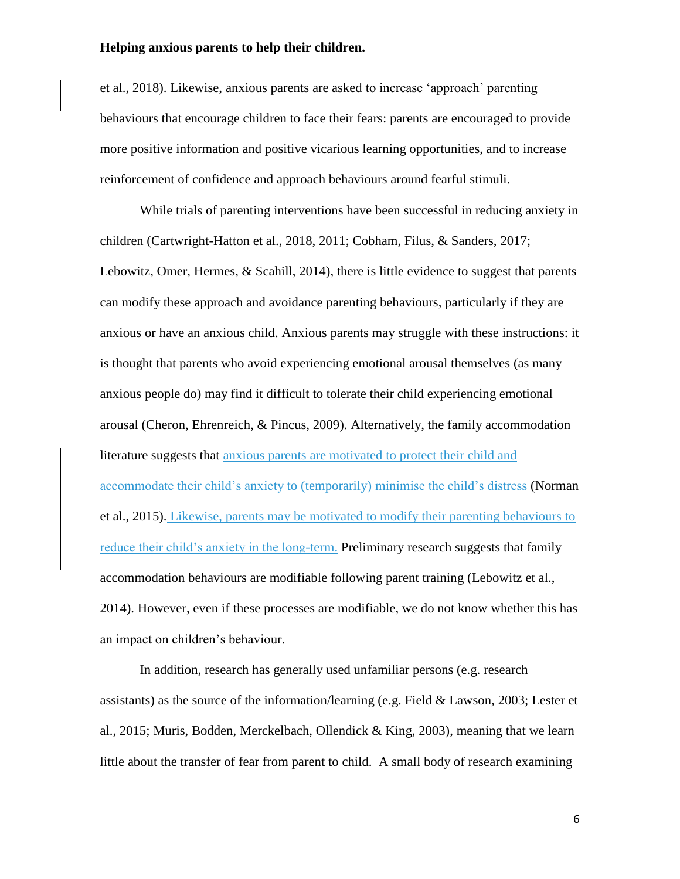et al., 2018). Likewise, anxious parents are asked to increase 'approach' parenting behaviours that encourage children to face their fears: parents are encouraged to provide more positive information and positive vicarious learning opportunities, and to increase reinforcement of confidence and approach behaviours around fearful stimuli.

While trials of parenting interventions have been successful in reducing anxiety in children (Cartwright-Hatton et al., 2018, 2011; Cobham, Filus, & Sanders, 2017; Lebowitz, Omer, Hermes, & Scahill, 2014), there is little evidence to suggest that parents can modify these approach and avoidance parenting behaviours, particularly if they are anxious or have an anxious child. Anxious parents may struggle with these instructions: it is thought that parents who avoid experiencing emotional arousal themselves (as many anxious people do) may find it difficult to tolerate their child experiencing emotional arousal (Cheron, Ehrenreich, & Pincus, 2009). Alternatively, the family accommodation literature suggests that anxious parents are motivated to protect their child and accommodate their child's anxiety to (temporarily) minimise the child's distress (Norman et al., 2015). Likewise, parents may be motivated to modify their parenting behaviours to reduce their child's anxiety in the long-term. Preliminary research suggests that family accommodation behaviours are modifiable following parent training (Lebowitz et al., 2014). However, even if these processes are modifiable, we do not know whether this has an impact on children's behaviour.

In addition, research has generally used unfamiliar persons (e.g. research assistants) as the source of the information/learning (e.g. Field & Lawson, 2003; Lester et al., 2015; Muris, Bodden, Merckelbach, Ollendick & King, 2003), meaning that we learn little about the transfer of fear from parent to child. A small body of research examining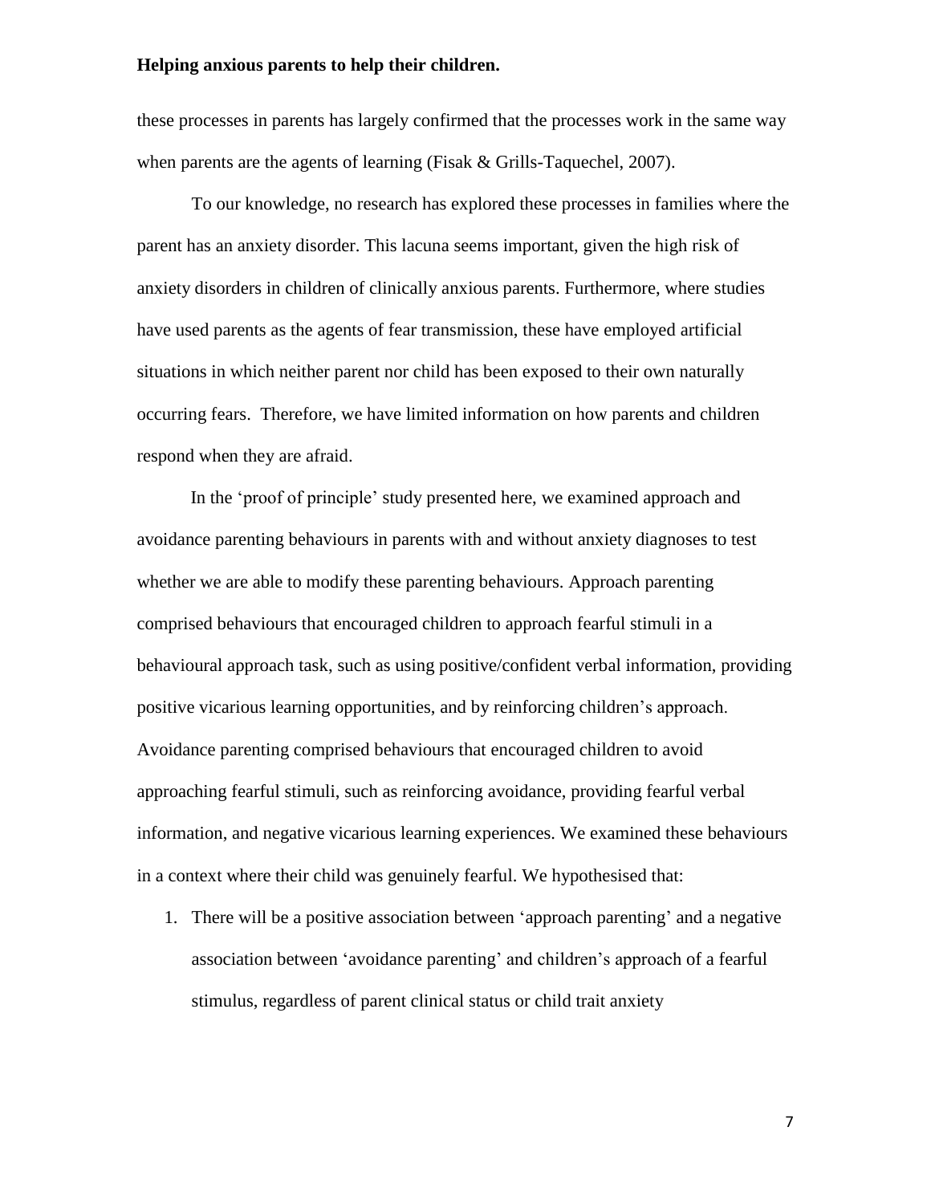these processes in parents has largely confirmed that the processes work in the same way when parents are the agents of learning (Fisak & Grills-Taquechel, 2007).

To our knowledge, no research has explored these processes in families where the parent has an anxiety disorder. This lacuna seems important, given the high risk of anxiety disorders in children of clinically anxious parents. Furthermore, where studies have used parents as the agents of fear transmission, these have employed artificial situations in which neither parent nor child has been exposed to their own naturally occurring fears. Therefore, we have limited information on how parents and children respond when they are afraid.

In the 'proof of principle' study presented here, we examined approach and avoidance parenting behaviours in parents with and without anxiety diagnoses to test whether we are able to modify these parenting behaviours. Approach parenting comprised behaviours that encouraged children to approach fearful stimuli in a behavioural approach task, such as using positive/confident verbal information, providing positive vicarious learning opportunities, and by reinforcing children's approach. Avoidance parenting comprised behaviours that encouraged children to avoid approaching fearful stimuli, such as reinforcing avoidance, providing fearful verbal information, and negative vicarious learning experiences. We examined these behaviours in a context where their child was genuinely fearful. We hypothesised that:

1. There will be a positive association between 'approach parenting' and a negative association between 'avoidance parenting' and children's approach of a fearful stimulus, regardless of parent clinical status or child trait anxiety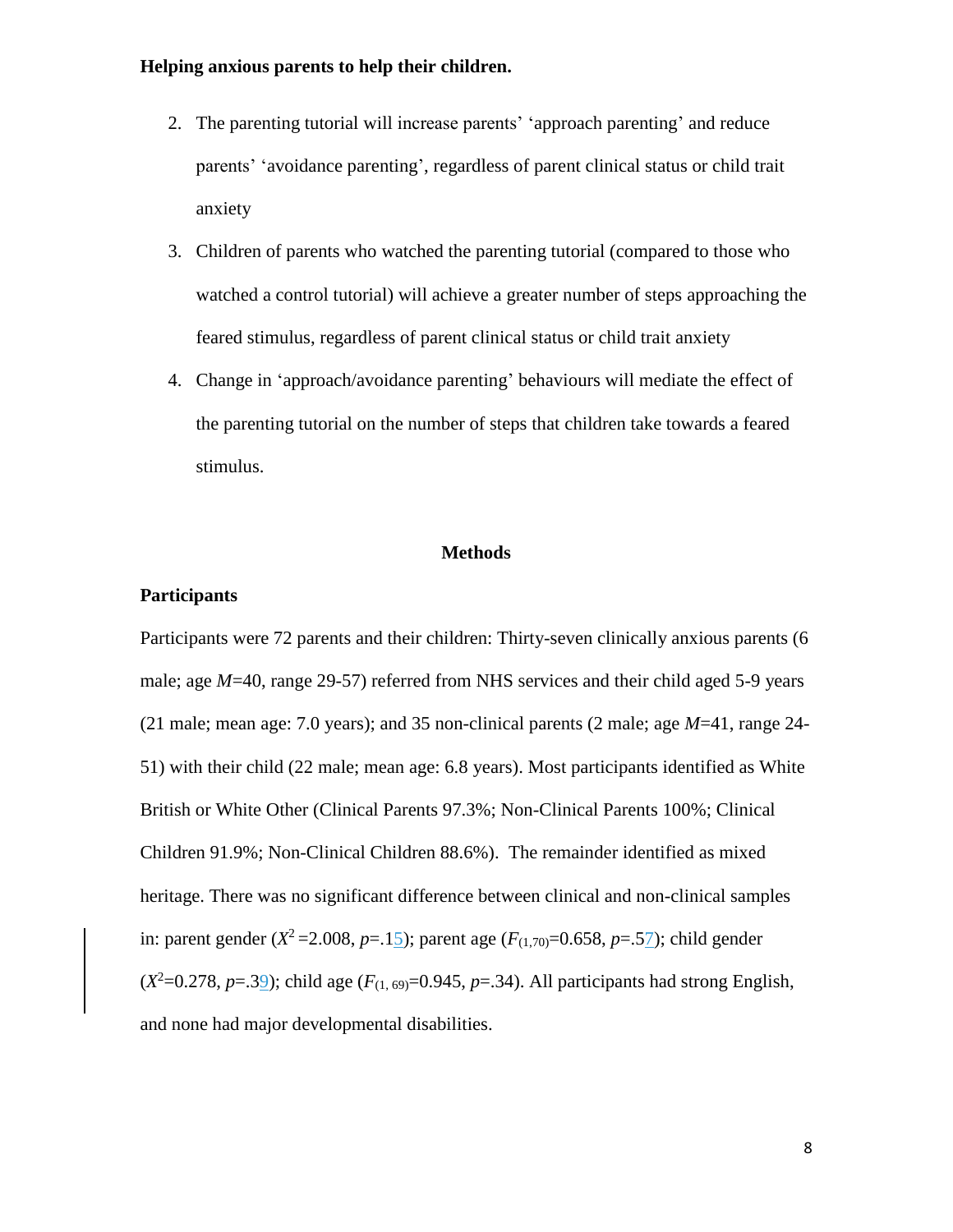2. The parenting tutorial will increase parents' 'approach parenting' and reduce parents' 'avoidance parenting', regardless of parent clinical status or child trait anxiety
3. Children of parents who watched the parenting tutorial (compared to those who watched a control tutorial) will achieve a greater number of steps approaching the feared stimulus, regardless of parent clinical status or child trait anxiety
4. Change in 'approach/avoidance parenting' behaviours will mediate the effect of the parenting tutorial on the number of steps that children take towards a feared stimulus.

## Methods

### Participants

Participants were 72 parents and their children: Thirty-seven clinically anxious parents (6 male; age *M*=40, range 29-57) referred from NHS services and their child aged 5-9 years (21 male; mean age: 7.0 years); and 35 non-clinical parents (2 male; age *M*=41, range 24-51) with their child (22 male; mean age: 6.8 years). Most participants identified as White British or White Other (Clinical Parents 97.3%; Non-Clinical Parents 100%; Clinical Children 91.9%; Non-Clinical Children 88.6%). The remainder identified as mixed heritage. There was no significant difference between clinical and non-clinical samples in: parent gender ($X^2$ =2.008, $p$=.15); parent age ($F_{(1,70)}$=0.658, $p$=.57); child gender ($X^2$=0.278, $p$=.39); child age ($F_{(1, 69)}$=0.945, $p$=.34). All participants had strong English, and none had major developmental disabilities.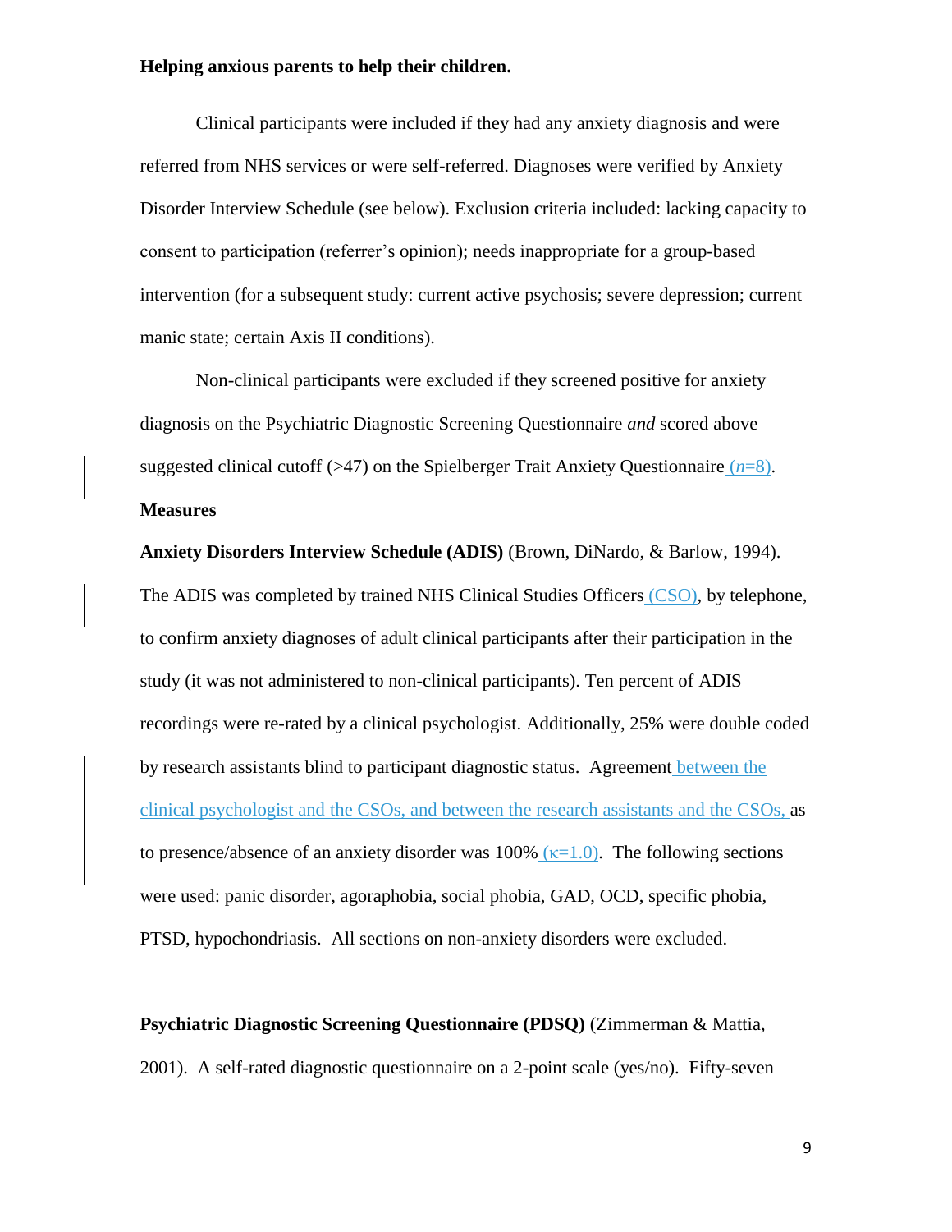**Helping anxious parents to help their children.**

Clinical participants were included if they had any anxiety diagnosis and were referred from NHS services or were self-referred. Diagnoses were verified by Anxiety Disorder Interview Schedule (see below). Exclusion criteria included: lacking capacity to consent to participation (referrer's opinion); needs inappropriate for a group-based intervention (for a subsequent study: current active psychosis; severe depression; current manic state; certain Axis II conditions).

Non-clinical participants were excluded if they screened positive for anxiety diagnosis on the Psychiatric Diagnostic Screening Questionnaire *and* scored above suggested clinical cutoff (>47) on the Spielberger Trait Anxiety Questionnaire ($n$=8).

## Measures

**Anxiety Disorders Interview Schedule (ADIS)** (Brown, DiNardo, & Barlow, 1994). The ADIS was completed by trained NHS Clinical Studies Officers (CSO), by telephone, to confirm anxiety diagnoses of adult clinical participants after their participation in the study (it was not administered to non-clinical participants). Ten percent of ADIS recordings were re-rated by a clinical psychologist. Additionally, 25% were double coded by research assistants blind to participant diagnostic status. Agreement between the clinical psychologist and the CSOs, and between the research assistants and the CSOs, as to presence/absence of an anxiety disorder was 100% ($\kappa$=1.0). The following sections were used: panic disorder, agoraphobia, social phobia, GAD, OCD, specific phobia, PTSD, hypochondriasis. All sections on non-anxiety disorders were excluded.

**Psychiatric Diagnostic Screening Questionnaire (PDSQ)** (Zimmerman & Mattia, 2001). A self-rated diagnostic questionnaire on a 2-point scale (yes/no). Fifty-seven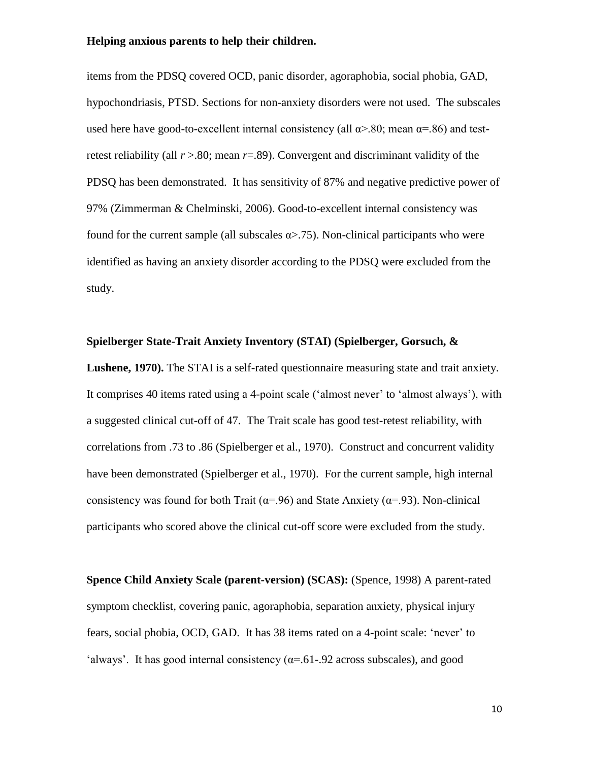items from the PDSQ covered OCD, panic disorder, agoraphobia, social phobia, GAD, hypochondriasis, PTSD. Sections for non-anxiety disorders were not used. The subscales used here have good-to-excellent internal consistency (all $\alpha$>.80; mean $\alpha$=.86) and test-retest reliability (all $r$ >.80; mean $r$=.89). Convergent and discriminant validity of the PDSQ has been demonstrated. It has sensitivity of 87% and negative predictive power of 97% (Zimmerman & Chelminski, 2006). Good-to-excellent internal consistency was found for the current sample (all subscales $\alpha$>.75). Non-clinical participants who were identified as having an anxiety disorder according to the PDSQ were excluded from the study.

**Spielberger State-Trait Anxiety Inventory (STAI) (Spielberger, Gorsuch, & Lushene, 1970).** The STAI is a self-rated questionnaire measuring state and trait anxiety. It comprises 40 items rated using a 4-point scale ('almost never' to 'almost always'), with a suggested clinical cut-off of 47. The Trait scale has good test-retest reliability, with correlations from .73 to .86 (Spielberger et al., 1970). Construct and concurrent validity have been demonstrated (Spielberger et al., 1970). For the current sample, high internal consistency was found for both Trait ($\alpha$=.96) and State Anxiety ($\alpha$=.93). Non-clinical participants who scored above the clinical cut-off score were excluded from the study.

**Spence Child Anxiety Scale (parent-version) (SCAS):** (Spence, 1998) A parent-rated symptom checklist, covering panic, agoraphobia, separation anxiety, physical injury fears, social phobia, OCD, GAD. It has 38 items rated on a 4-point scale: 'never' to 'always'. It has good internal consistency ($\alpha$=.61-.92 across subscales), and good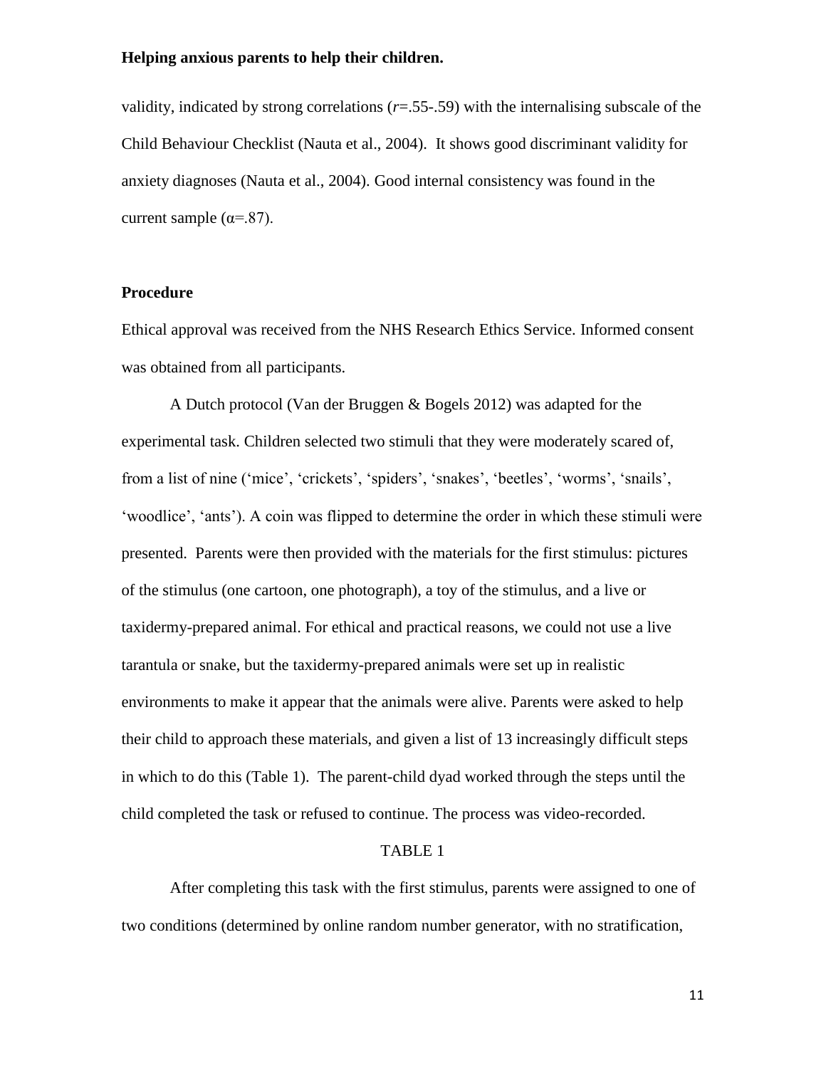validity, indicated by strong correlations (*r*=.55-.59) with the internalising subscale of the Child Behaviour Checklist (Nauta et al., 2004). It shows good discriminant validity for anxiety diagnoses (Nauta et al., 2004). Good internal consistency was found in the current sample (α=.87).

## Procedure

Ethical approval was received from the NHS Research Ethics Service. Informed consent was obtained from all participants.

A Dutch protocol (Van der Bruggen & Bogels 2012) was adapted for the experimental task. Children selected two stimuli that they were moderately scared of, from a list of nine ('mice', 'crickets', 'spiders', 'snakes', 'beetles', 'worms', 'snails', 'woodlice', 'ants'). A coin was flipped to determine the order in which these stimuli were presented. Parents were then provided with the materials for the first stimulus: pictures of the stimulus (one cartoon, one photograph), a toy of the stimulus, and a live or taxidermy-prepared animal. For ethical and practical reasons, we could not use a live tarantula or snake, but the taxidermy-prepared animals were set up in realistic environments to make it appear that the animals were alive. Parents were asked to help their child to approach these materials, and given a list of 13 increasingly difficult steps in which to do this (Table 1). The parent-child dyad worked through the steps until the child completed the task or refused to continue. The process was video-recorded.

TABLE 1

After completing this task with the first stimulus, parents were assigned to one of two conditions (determined by online random number generator, with no stratification,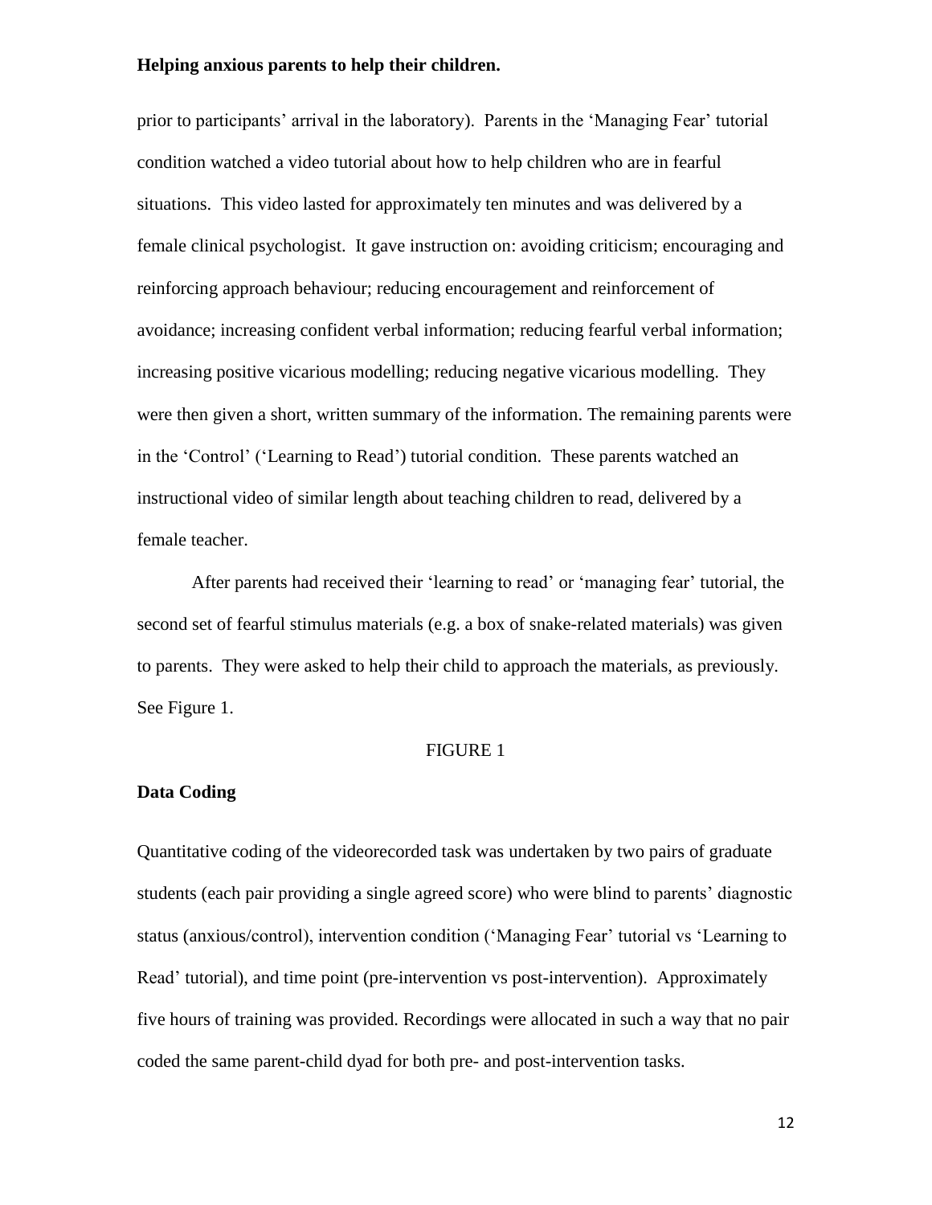prior to participants' arrival in the laboratory). Parents in the 'Managing Fear' tutorial condition watched a video tutorial about how to help children who are in fearful situations. This video lasted for approximately ten minutes and was delivered by a female clinical psychologist. It gave instruction on: avoiding criticism; encouraging and reinforcing approach behaviour; reducing encouragement and reinforcement of avoidance; increasing confident verbal information; reducing fearful verbal information; increasing positive vicarious modelling; reducing negative vicarious modelling. They were then given a short, written summary of the information. The remaining parents were in the 'Control' ('Learning to Read') tutorial condition. These parents watched an instructional video of similar length about teaching children to read, delivered by a female teacher.

After parents had received their 'learning to read' or 'managing fear' tutorial, the second set of fearful stimulus materials (e.g. a box of snake-related materials) was given to parents. They were asked to help their child to approach the materials, as previously. See Figure 1.

FIGURE 1

### Data Coding

Quantitative coding of the videorecorded task was undertaken by two pairs of graduate students (each pair providing a single agreed score) who were blind to parents' diagnostic status (anxious/control), intervention condition ('Managing Fear' tutorial vs 'Learning to Read' tutorial), and time point (pre-intervention vs post-intervention). Approximately five hours of training was provided. Recordings were allocated in such a way that no pair coded the same parent-child dyad for both pre- and post-intervention tasks.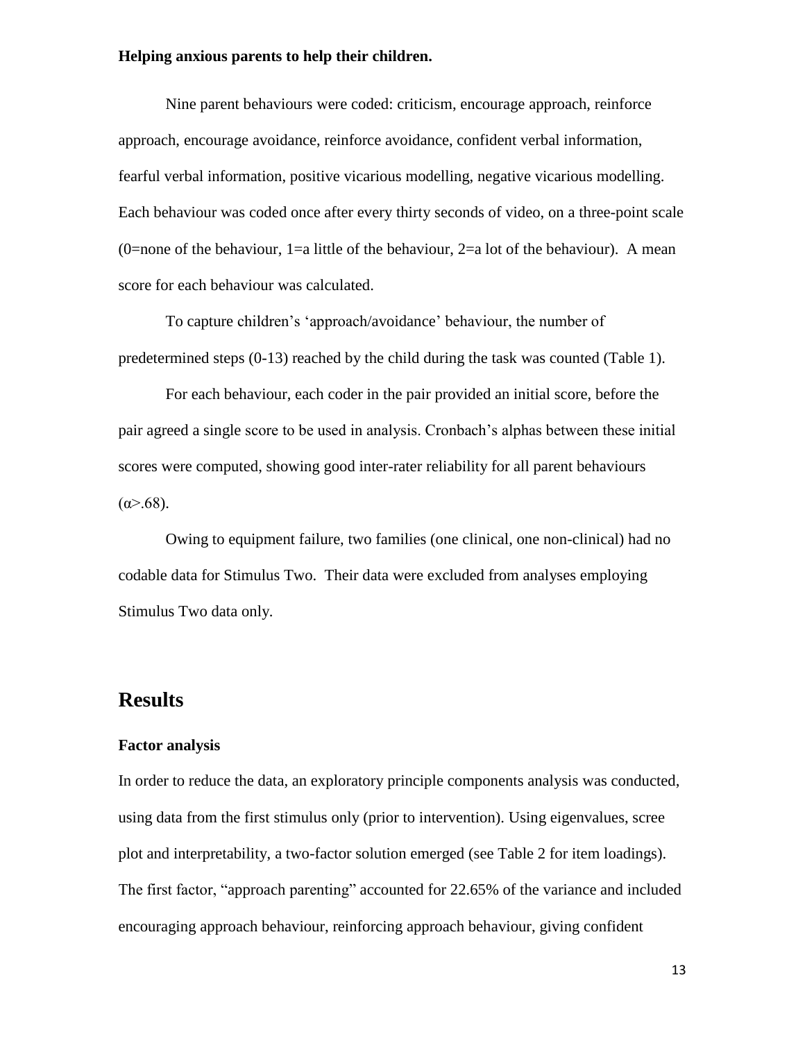**Helping anxious parents to help their children.**

Nine parent behaviours were coded: criticism, encourage approach, reinforce approach, encourage avoidance, reinforce avoidance, confident verbal information, fearful verbal information, positive vicarious modelling, negative vicarious modelling. Each behaviour was coded once after every thirty seconds of video, on a three-point scale (0=none of the behaviour, 1=a little of the behaviour, 2=a lot of the behaviour). A mean score for each behaviour was calculated.

To capture children's 'approach/avoidance' behaviour, the number of predetermined steps (0-13) reached by the child during the task was counted (Table 1).

For each behaviour, each coder in the pair provided an initial score, before the pair agreed a single score to be used in analysis. Cronbach's alphas between these initial scores were computed, showing good inter-rater reliability for all parent behaviours ($\alpha$>.68).

Owing to equipment failure, two families (one clinical, one non-clinical) had no codable data for Stimulus Two. Their data were excluded from analyses employing Stimulus Two data only.

## Results

### Factor analysis

In order to reduce the data, an exploratory principle components analysis was conducted, using data from the first stimulus only (prior to intervention). Using eigenvalues, scree plot and interpretability, a two-factor solution emerged (see Table 2 for item loadings). The first factor, "approach parenting" accounted for 22.65% of the variance and included encouraging approach behaviour, reinforcing approach behaviour, giving confident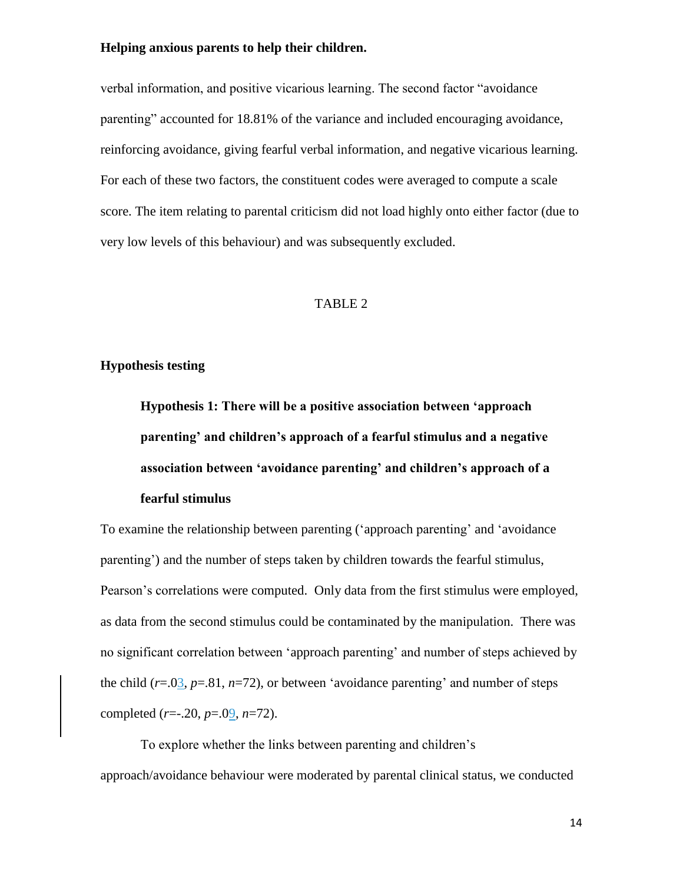verbal information, and positive vicarious learning. The second factor "avoidance parenting" accounted for 18.81% of the variance and included encouraging avoidance, reinforcing avoidance, giving fearful verbal information, and negative vicarious learning. For each of these two factors, the constituent codes were averaged to compute a scale score. The item relating to parental criticism did not load highly onto either factor (due to very low levels of this behaviour) and was subsequently excluded.

TABLE 2

## Hypothesis testing

### Hypothesis 1: There will be a positive association between 'approach parenting' and children's approach of a fearful stimulus and a negative association between 'avoidance parenting' and children's approach of a fearful stimulus

To examine the relationship between parenting ('approach parenting' and 'avoidance parenting') and the number of steps taken by children towards the fearful stimulus, Pearson's correlations were computed. Only data from the first stimulus were employed, as data from the second stimulus could be contaminated by the manipulation. There was no significant correlation between 'approach parenting' and number of steps achieved by the child ($r$=.03, $p$=.81, $n$=72), or between 'avoidance parenting' and number of steps completed ($r$=-.20, $p$=.09, $n$=72).

To explore whether the links between parenting and children's approach/avoidance behaviour were moderated by parental clinical status, we conducted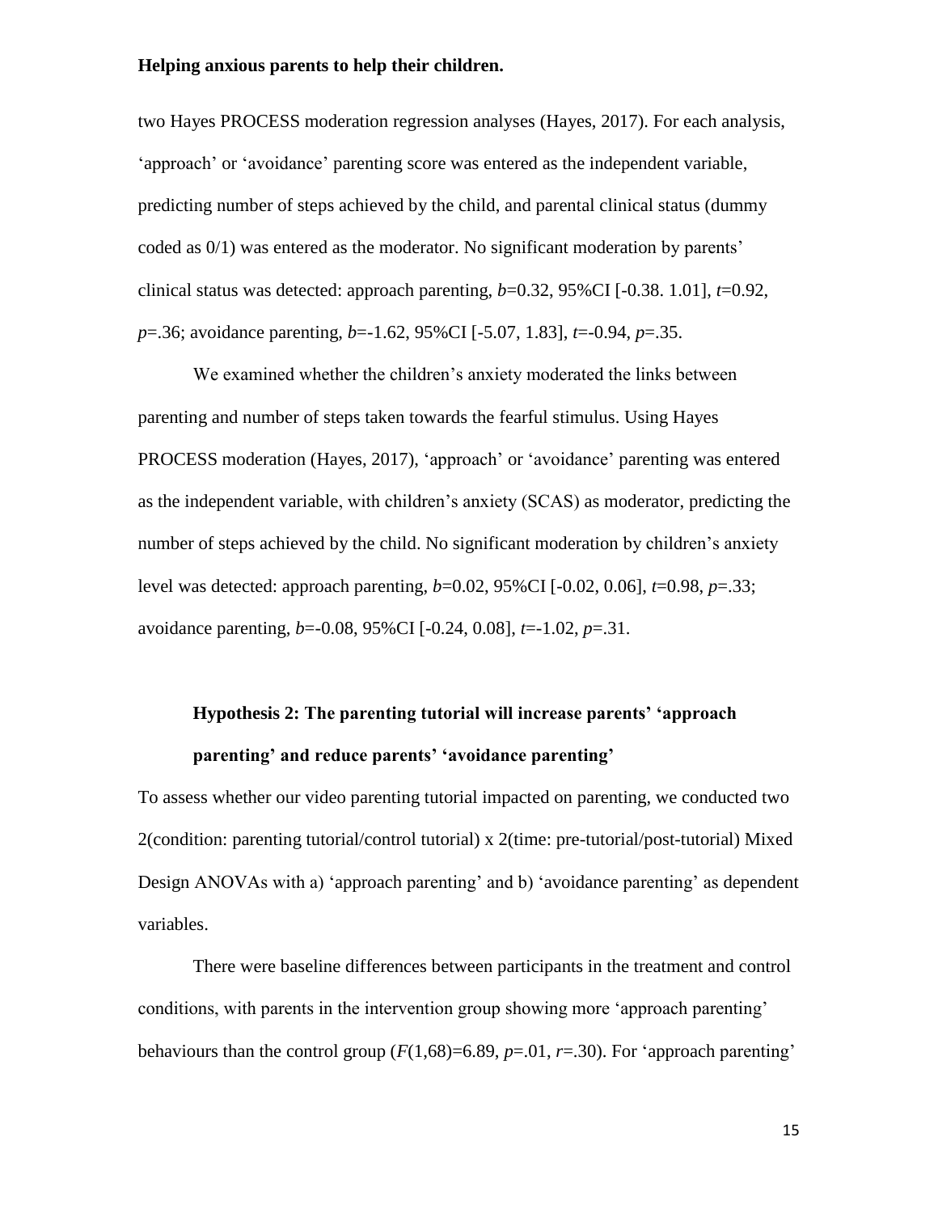two Hayes PROCESS moderation regression analyses (Hayes, 2017). For each analysis, 'approach' or 'avoidance' parenting score was entered as the independent variable, predicting number of steps achieved by the child, and parental clinical status (dummy coded as 0/1) was entered as the moderator. No significant moderation by parents' clinical status was detected: approach parenting, $b$=0.32, 95%CI [-0.38. 1.01], $t$=0.92, $p$=.36; avoidance parenting, $b$=-1.62, 95%CI [-5.07, 1.83], $t$=-0.94, $p$=.35.

We examined whether the children's anxiety moderated the links between parenting and number of steps taken towards the fearful stimulus. Using Hayes PROCESS moderation (Hayes, 2017), 'approach' or 'avoidance' parenting was entered as the independent variable, with children's anxiety (SCAS) as moderator, predicting the number of steps achieved by the child. No significant moderation by children's anxiety level was detected: approach parenting, $b$=0.02, 95%CI [-0.02, 0.06], $t$=0.98, $p$=.33; avoidance parenting, $b$=-0.08, 95%CI [-0.24, 0.08], $t$=-1.02, $p$=.31.

### Hypothesis 2: The parenting tutorial will increase parents' 'approach parenting' and reduce parents' 'avoidance parenting'

To assess whether our video parenting tutorial impacted on parenting, we conducted two 2(condition: parenting tutorial/control tutorial) x 2(time: pre-tutorial/post-tutorial) Mixed Design ANOVAs with a) 'approach parenting' and b) 'avoidance parenting' as dependent variables.

There were baseline differences between participants in the treatment and control conditions, with parents in the intervention group showing more 'approach parenting' behaviours than the control group ($F$(1,68)=6.89, $p$=.01, $r$=.30). For 'approach parenting'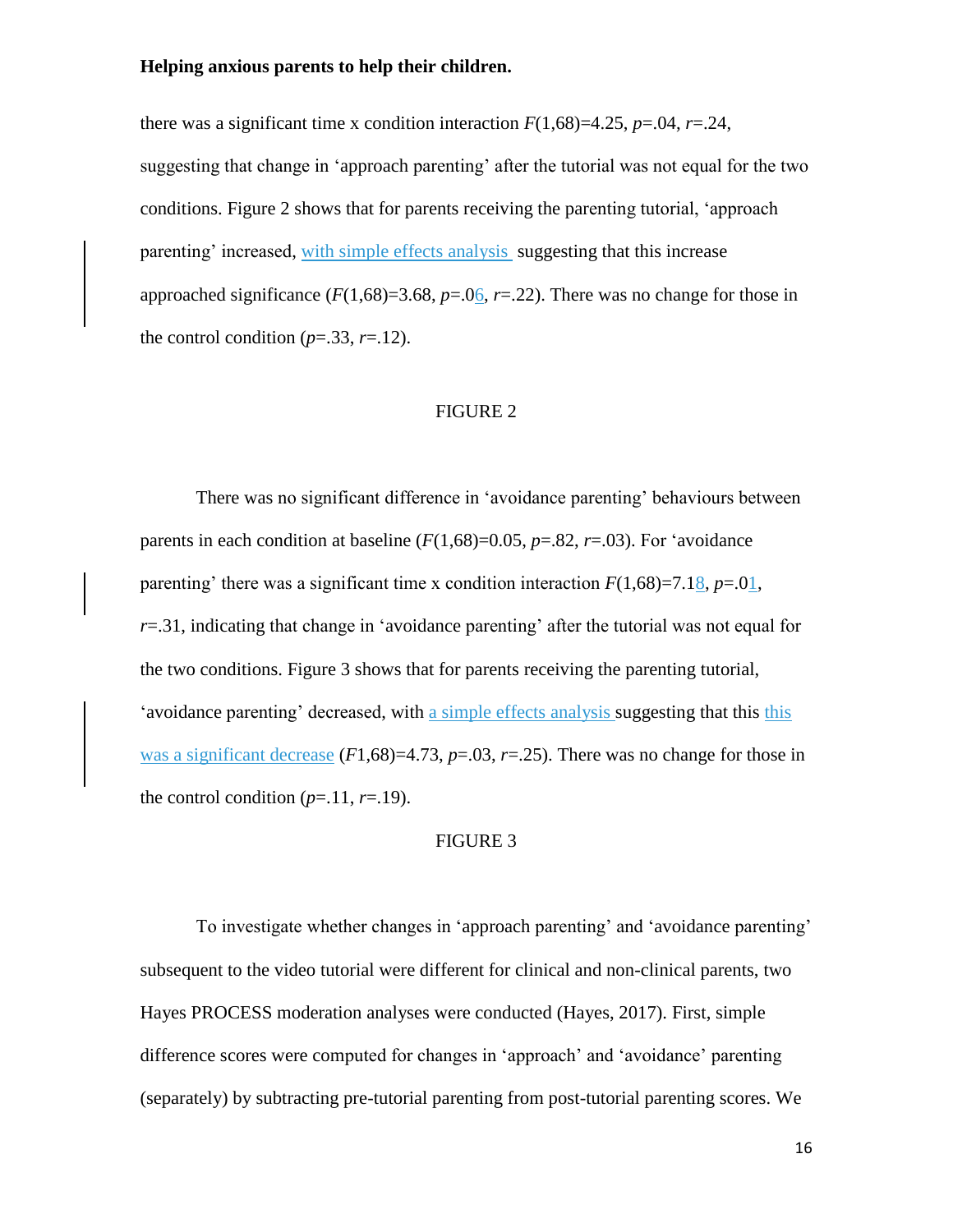there was a significant time x condition interaction $F(1,68)=4.25$, $p=.04$, $r=.24$, suggesting that change in 'approach parenting' after the tutorial was not equal for the two conditions. Figure 2 shows that for parents receiving the parenting tutorial, 'approach parenting' increased, with simple effects analysis suggesting that this increase approached significance ($F(1,68)=3.68$, $p=.06$, $r=.22$). There was no change for those in the control condition ($p=.33$, $r=.12$).

FIGURE 2

There was no significant difference in 'avoidance parenting' behaviours between parents in each condition at baseline ($F(1,68)=0.05$, $p=.82$, $r=.03$). For 'avoidance parenting' there was a significant time x condition interaction $F(1,68)=7.18$, $p=.01$, $r=.31$, indicating that change in 'avoidance parenting' after the tutorial was not equal for the two conditions. Figure 3 shows that for parents receiving the parenting tutorial, 'avoidance parenting' decreased, with a simple effects analysis suggesting that this this was a significant decrease ($F1,68)=4.73$, $p=.03$, $r=.25$). There was no change for those in the control condition ($p=.11$, $r=.19$).

FIGURE 3

To investigate whether changes in 'approach parenting' and 'avoidance parenting' subsequent to the video tutorial were different for clinical and non-clinical parents, two Hayes PROCESS moderation analyses were conducted (Hayes, 2017). First, simple difference scores were computed for changes in 'approach' and 'avoidance' parenting (separately) by subtracting pre-tutorial parenting from post-tutorial parenting scores. We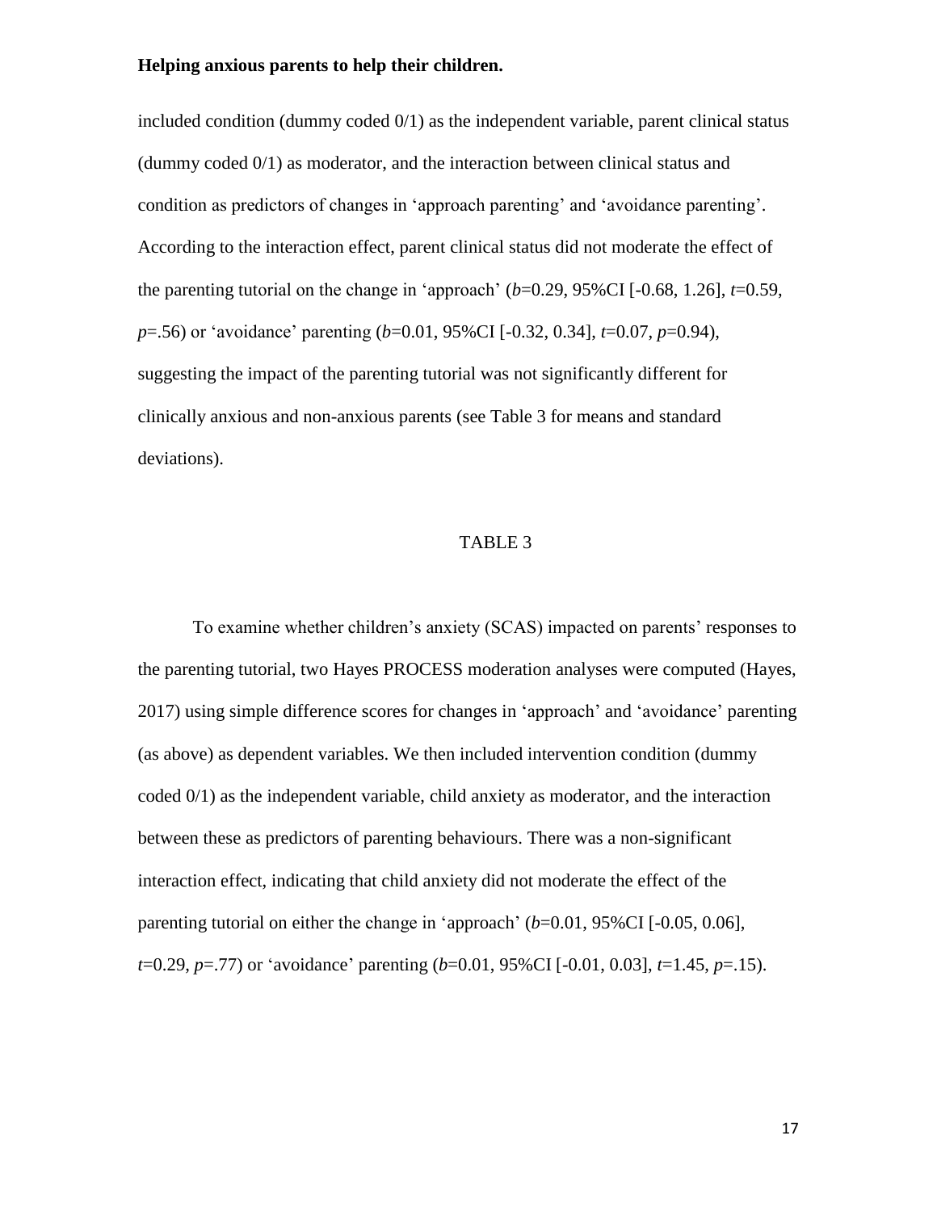included condition (dummy coded 0/1) as the independent variable, parent clinical status (dummy coded 0/1) as moderator, and the interaction between clinical status and condition as predictors of changes in 'approach parenting' and 'avoidance parenting'. According to the interaction effect, parent clinical status did not moderate the effect of the parenting tutorial on the change in 'approach' ($b$=0.29, 95%CI [-0.68, 1.26], $t$=0.59, $p$=.56) or 'avoidance' parenting ($b$=0.01, 95%CI [-0.32, 0.34], $t$=0.07, $p$=0.94), suggesting the impact of the parenting tutorial was not significantly different for clinically anxious and non-anxious parents (see Table 3 for means and standard deviations).

TABLE 3

To examine whether children's anxiety (SCAS) impacted on parents' responses to the parenting tutorial, two Hayes PROCESS moderation analyses were computed (Hayes, 2017) using simple difference scores for changes in 'approach' and 'avoidance' parenting (as above) as dependent variables. We then included intervention condition (dummy coded 0/1) as the independent variable, child anxiety as moderator, and the interaction between these as predictors of parenting behaviours. There was a non-significant interaction effect, indicating that child anxiety did not moderate the effect of the parenting tutorial on either the change in 'approach' ($b$=0.01, 95%CI [-0.05, 0.06], $t$=0.29, $p$=.77) or 'avoidance' parenting ($b$=0.01, 95%CI [-0.01, 0.03], $t$=1.45, $p$=.15).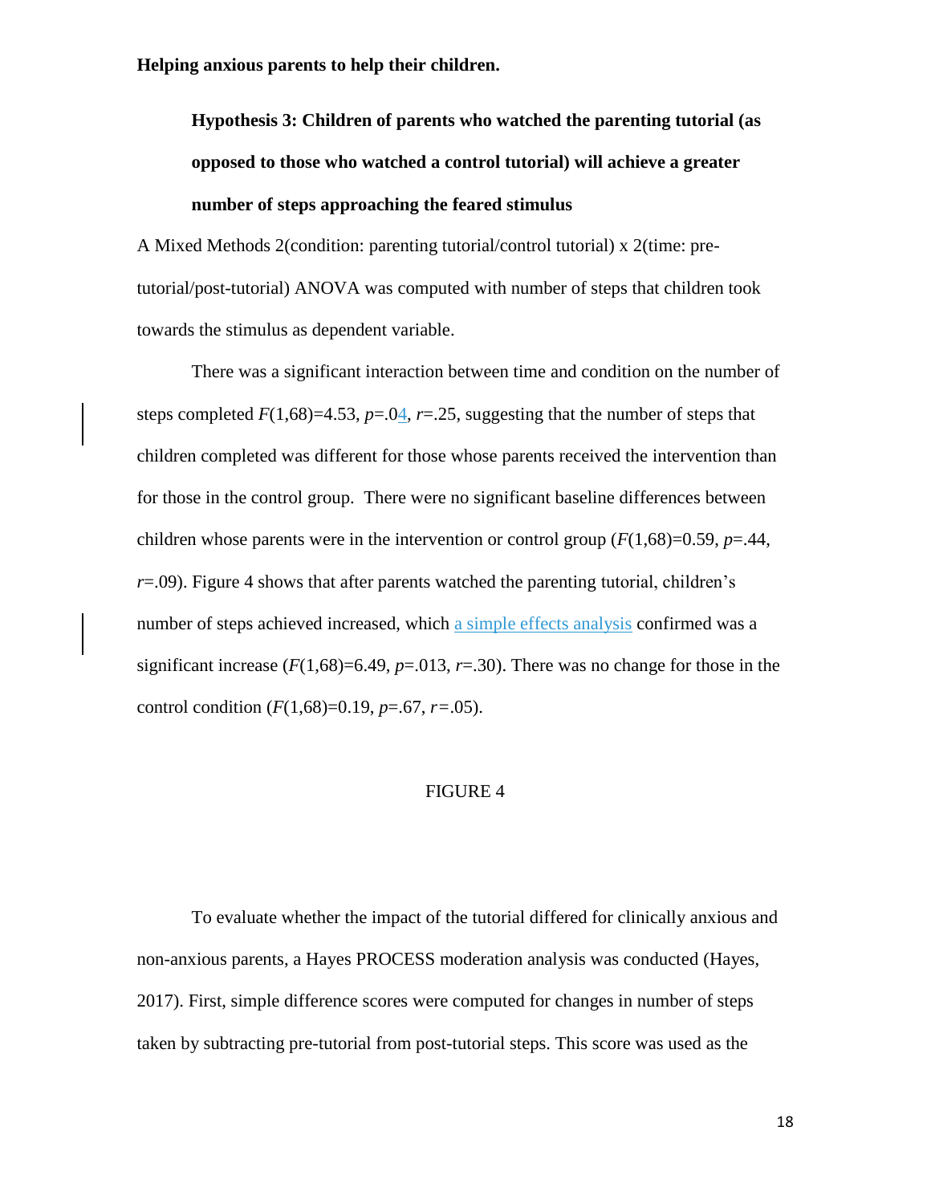**Helping anxious parents to help their children.**

**Hypothesis 3: Children of parents who watched the parenting tutorial (as opposed to those who watched a control tutorial) will achieve a greater number of steps approaching the feared stimulus**

A Mixed Methods 2(condition: parenting tutorial/control tutorial) x 2(time: pre-tutorial/post-tutorial) ANOVA was computed with number of steps that children took towards the stimulus as dependent variable.

There was a significant interaction between time and condition on the number of steps completed $F(1,68)=4.53$, $p=.04$, $r=.25$, suggesting that the number of steps that children completed was different for those whose parents received the intervention than for those in the control group. There were no significant baseline differences between children whose parents were in the intervention or control group ($F(1,68)=0.59$, $p=.44$, $r=.09$). Figure 4 shows that after parents watched the parenting tutorial, children's number of steps achieved increased, which a simple effects analysis confirmed was a significant increase ($F(1,68)=6.49$, $p=.013$, $r=.30$). There was no change for those in the control condition ($F(1,68)=0.19$, $p=.67$, $r=.05$).

FIGURE 4

To evaluate whether the impact of the tutorial differed for clinically anxious and non-anxious parents, a Hayes PROCESS moderation analysis was conducted (Hayes, 2017). First, simple difference scores were computed for changes in number of steps taken by subtracting pre-tutorial from post-tutorial steps. This score was used as the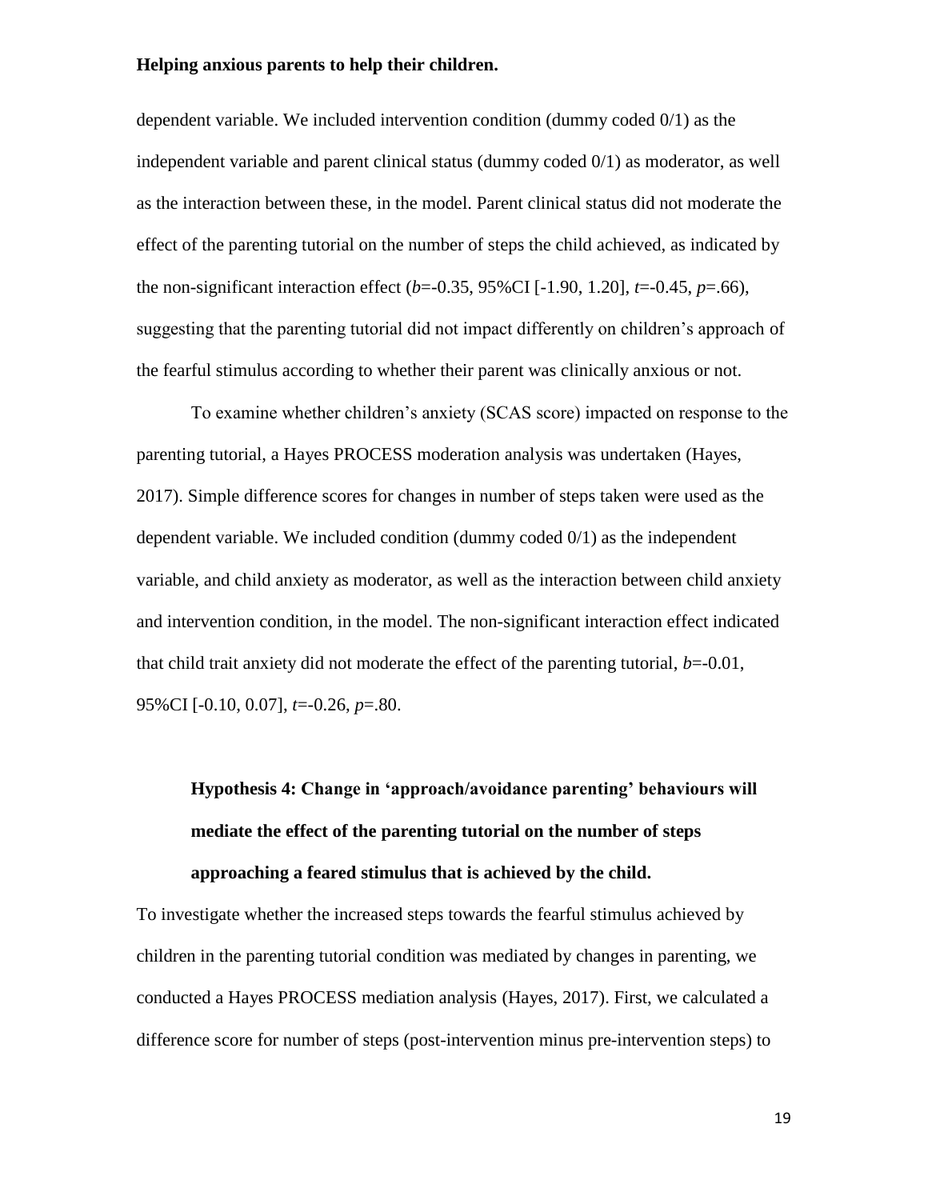dependent variable. We included intervention condition (dummy coded 0/1) as the independent variable and parent clinical status (dummy coded 0/1) as moderator, as well as the interaction between these, in the model. Parent clinical status did not moderate the effect of the parenting tutorial on the number of steps the child achieved, as indicated by the non-significant interaction effect ($b$=-0.35, 95%CI [-1.90, 1.20], $t$=-0.45, $p$=.66), suggesting that the parenting tutorial did not impact differently on children's approach of the fearful stimulus according to whether their parent was clinically anxious or not.

To examine whether children's anxiety (SCAS score) impacted on response to the parenting tutorial, a Hayes PROCESS moderation analysis was undertaken (Hayes, 2017). Simple difference scores for changes in number of steps taken were used as the dependent variable. We included condition (dummy coded 0/1) as the independent variable, and child anxiety as moderator, as well as the interaction between child anxiety and intervention condition, in the model. The non-significant interaction effect indicated that child trait anxiety did not moderate the effect of the parenting tutorial, $b$=-0.01, 95%CI [-0.10, 0.07], $t$=-0.26, $p$=.80.

**Hypothesis 4: Change in 'approach/avoidance parenting' behaviours will mediate the effect of the parenting tutorial on the number of steps approaching a feared stimulus that is achieved by the child.**

To investigate whether the increased steps towards the fearful stimulus achieved by children in the parenting tutorial condition was mediated by changes in parenting, we conducted a Hayes PROCESS mediation analysis (Hayes, 2017). First, we calculated a difference score for number of steps (post-intervention minus pre-intervention steps) to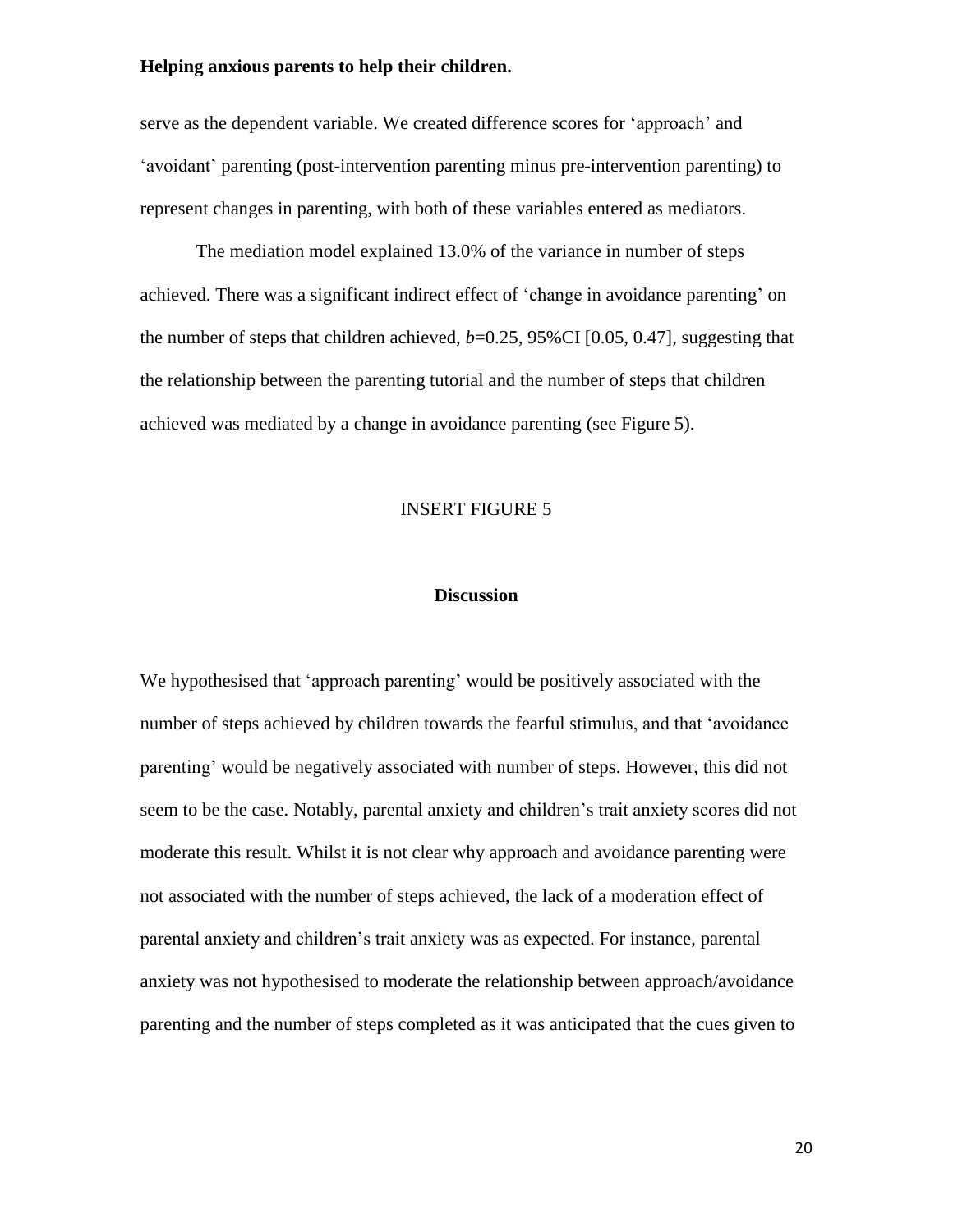serve as the dependent variable. We created difference scores for 'approach' and 'avoidant' parenting (post-intervention parenting minus pre-intervention parenting) to represent changes in parenting, with both of these variables entered as mediators.

The mediation model explained 13.0% of the variance in number of steps achieved. There was a significant indirect effect of 'change in avoidance parenting' on the number of steps that children achieved, $b$=0.25, 95%CI [0.05, 0.47], suggesting that the relationship between the parenting tutorial and the number of steps that children achieved was mediated by a change in avoidance parenting (see Figure 5).

INSERT FIGURE 5

## Discussion

We hypothesised that 'approach parenting' would be positively associated with the number of steps achieved by children towards the fearful stimulus, and that 'avoidance parenting' would be negatively associated with number of steps. However, this did not seem to be the case. Notably, parental anxiety and children's trait anxiety scores did not moderate this result. Whilst it is not clear why approach and avoidance parenting were not associated with the number of steps achieved, the lack of a moderation effect of parental anxiety and children's trait anxiety was as expected. For instance, parental anxiety was not hypothesised to moderate the relationship between approach/avoidance parenting and the number of steps completed as it was anticipated that the cues given to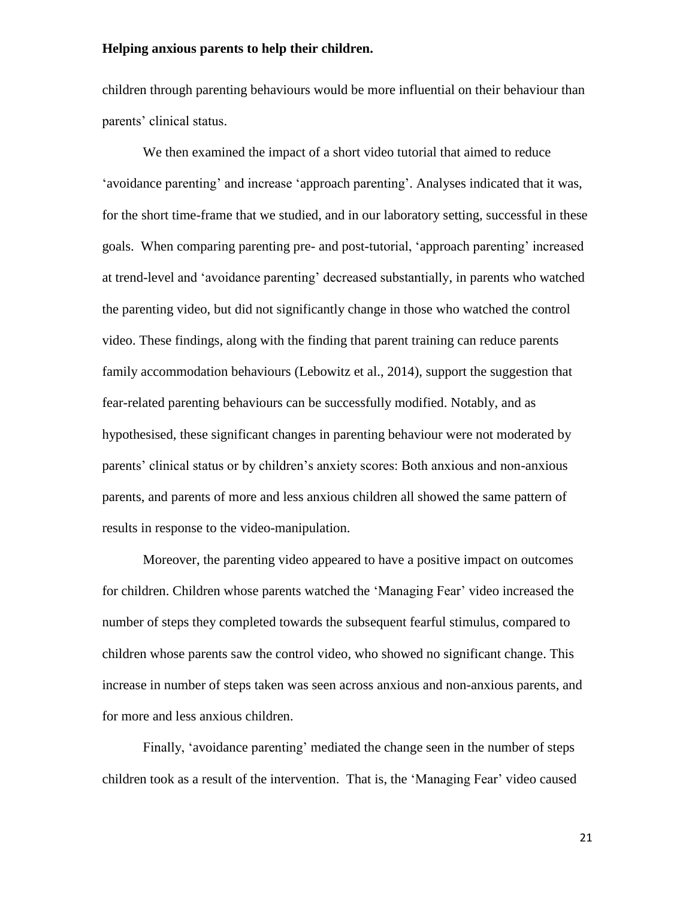children through parenting behaviours would be more influential on their behaviour than parents' clinical status.

We then examined the impact of a short video tutorial that aimed to reduce 'avoidance parenting' and increase 'approach parenting'. Analyses indicated that it was, for the short time-frame that we studied, and in our laboratory setting, successful in these goals. When comparing parenting pre- and post-tutorial, 'approach parenting' increased at trend-level and 'avoidance parenting' decreased substantially, in parents who watched the parenting video, but did not significantly change in those who watched the control video. These findings, along with the finding that parent training can reduce parents family accommodation behaviours (Lebowitz et al., 2014), support the suggestion that fear-related parenting behaviours can be successfully modified. Notably, and as hypothesised, these significant changes in parenting behaviour were not moderated by parents' clinical status or by children's anxiety scores: Both anxious and non-anxious parents, and parents of more and less anxious children all showed the same pattern of results in response to the video-manipulation.

Moreover, the parenting video appeared to have a positive impact on outcomes for children. Children whose parents watched the 'Managing Fear' video increased the number of steps they completed towards the subsequent fearful stimulus, compared to children whose parents saw the control video, who showed no significant change. This increase in number of steps taken was seen across anxious and non-anxious parents, and for more and less anxious children.

Finally, 'avoidance parenting' mediated the change seen in the number of steps children took as a result of the intervention. That is, the 'Managing Fear' video caused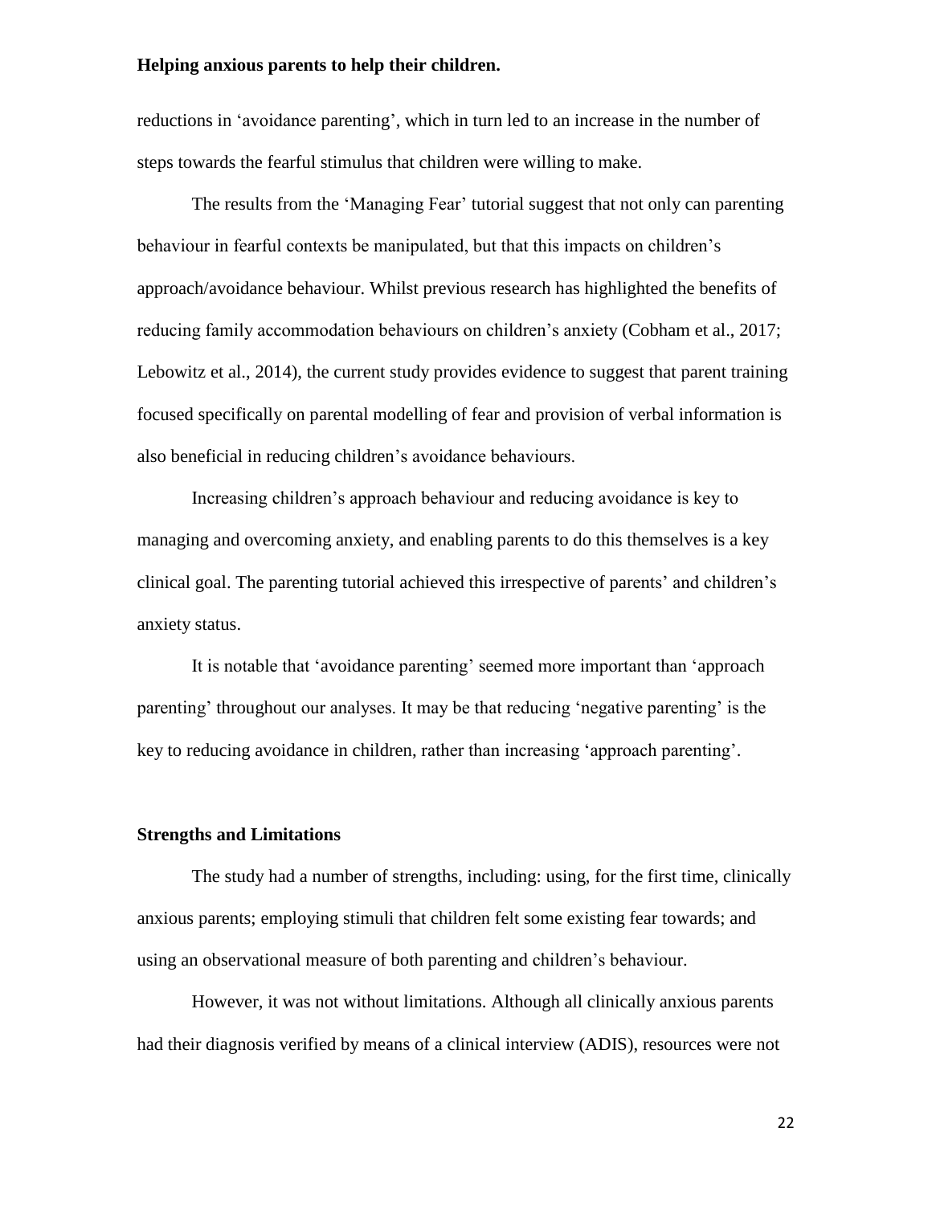reductions in 'avoidance parenting', which in turn led to an increase in the number of steps towards the fearful stimulus that children were willing to make.

The results from the 'Managing Fear' tutorial suggest that not only can parenting behaviour in fearful contexts be manipulated, but that this impacts on children's approach/avoidance behaviour. Whilst previous research has highlighted the benefits of reducing family accommodation behaviours on children's anxiety (Cobham et al., 2017; Lebowitz et al., 2014), the current study provides evidence to suggest that parent training focused specifically on parental modelling of fear and provision of verbal information is also beneficial in reducing children's avoidance behaviours.

Increasing children's approach behaviour and reducing avoidance is key to managing and overcoming anxiety, and enabling parents to do this themselves is a key clinical goal. The parenting tutorial achieved this irrespective of parents' and children's anxiety status.

It is notable that 'avoidance parenting' seemed more important than 'approach parenting' throughout our analyses. It may be that reducing 'negative parenting' is the key to reducing avoidance in children, rather than increasing 'approach parenting'.

## Strengths and Limitations

The study had a number of strengths, including: using, for the first time, clinically anxious parents; employing stimuli that children felt some existing fear towards; and using an observational measure of both parenting and children's behaviour.

However, it was not without limitations. Although all clinically anxious parents had their diagnosis verified by means of a clinical interview (ADIS), resources were not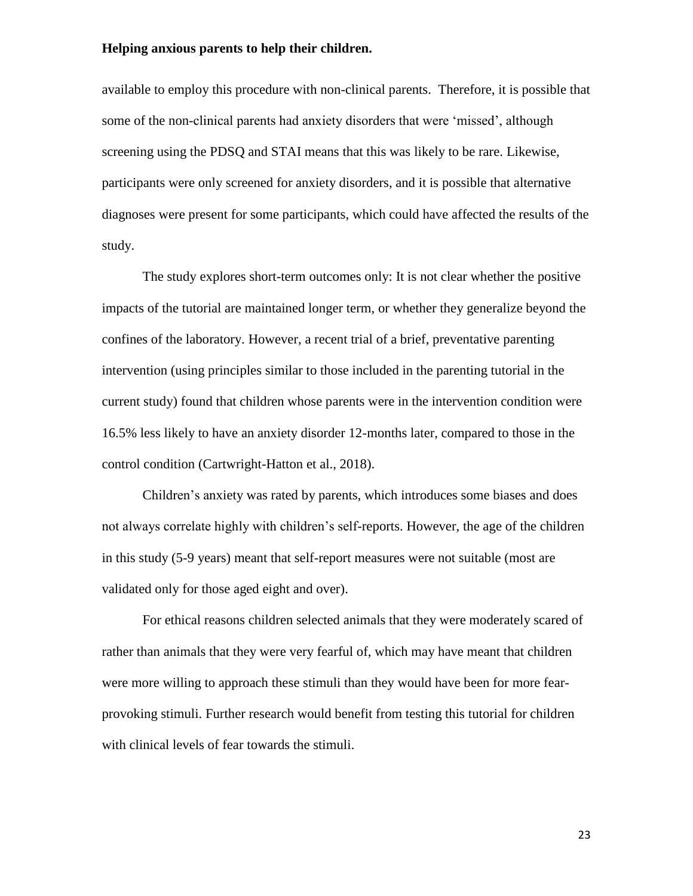available to employ this procedure with non-clinical parents. Therefore, it is possible that some of the non-clinical parents had anxiety disorders that were 'missed', although screening using the PDSQ and STAI means that this was likely to be rare. Likewise, participants were only screened for anxiety disorders, and it is possible that alternative diagnoses were present for some participants, which could have affected the results of the study.

The study explores short-term outcomes only: It is not clear whether the positive impacts of the tutorial are maintained longer term, or whether they generalize beyond the confines of the laboratory. However, a recent trial of a brief, preventative parenting intervention (using principles similar to those included in the parenting tutorial in the current study) found that children whose parents were in the intervention condition were 16.5% less likely to have an anxiety disorder 12-months later, compared to those in the control condition (Cartwright-Hatton et al., 2018).

Children's anxiety was rated by parents, which introduces some biases and does not always correlate highly with children's self-reports. However, the age of the children in this study (5-9 years) meant that self-report measures were not suitable (most are validated only for those aged eight and over).

For ethical reasons children selected animals that they were moderately scared of rather than animals that they were very fearful of, which may have meant that children were more willing to approach these stimuli than they would have been for more fear-provoking stimuli. Further research would benefit from testing this tutorial for children with clinical levels of fear towards the stimuli.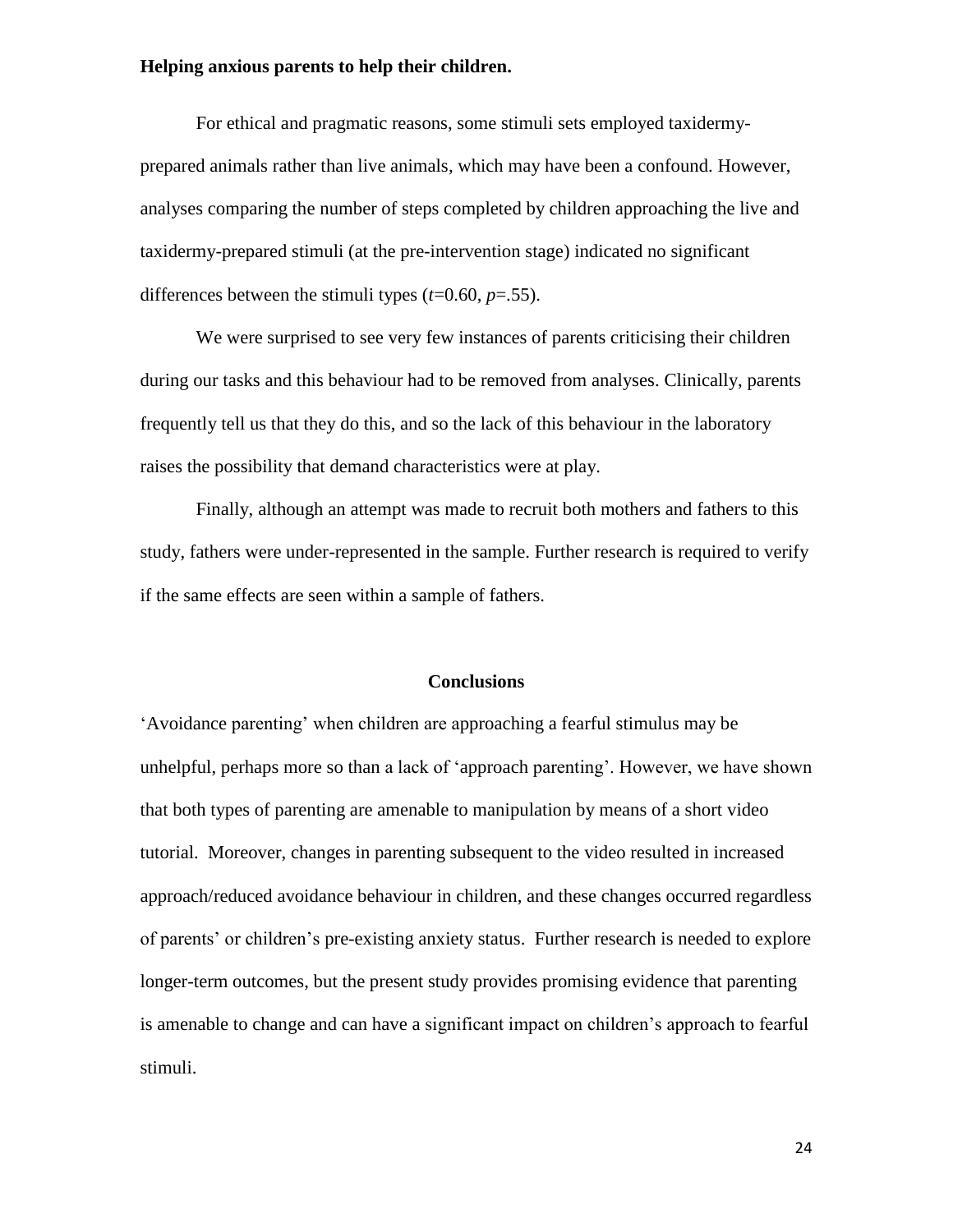For ethical and pragmatic reasons, some stimuli sets employed taxidermy-prepared animals rather than live animals, which may have been a confound. However, analyses comparing the number of steps completed by children approaching the live and taxidermy-prepared stimuli (at the pre-intervention stage) indicated no significant differences between the stimuli types ($t$=0.60, $p$=.55).

We were surprised to see very few instances of parents criticising their children during our tasks and this behaviour had to be removed from analyses. Clinically, parents frequently tell us that they do this, and so the lack of this behaviour in the laboratory raises the possibility that demand characteristics were at play.

Finally, although an attempt was made to recruit both mothers and fathers to this study, fathers were under-represented in the sample. Further research is required to verify if the same effects are seen within a sample of fathers.

## Conclusions

'Avoidance parenting' when children are approaching a fearful stimulus may be unhelpful, perhaps more so than a lack of 'approach parenting'. However, we have shown that both types of parenting are amenable to manipulation by means of a short video tutorial. Moreover, changes in parenting subsequent to the video resulted in increased approach/reduced avoidance behaviour in children, and these changes occurred regardless of parents' or children's pre-existing anxiety status. Further research is needed to explore longer-term outcomes, but the present study provides promising evidence that parenting is amenable to change and can have a significant impact on children's approach to fearful stimuli.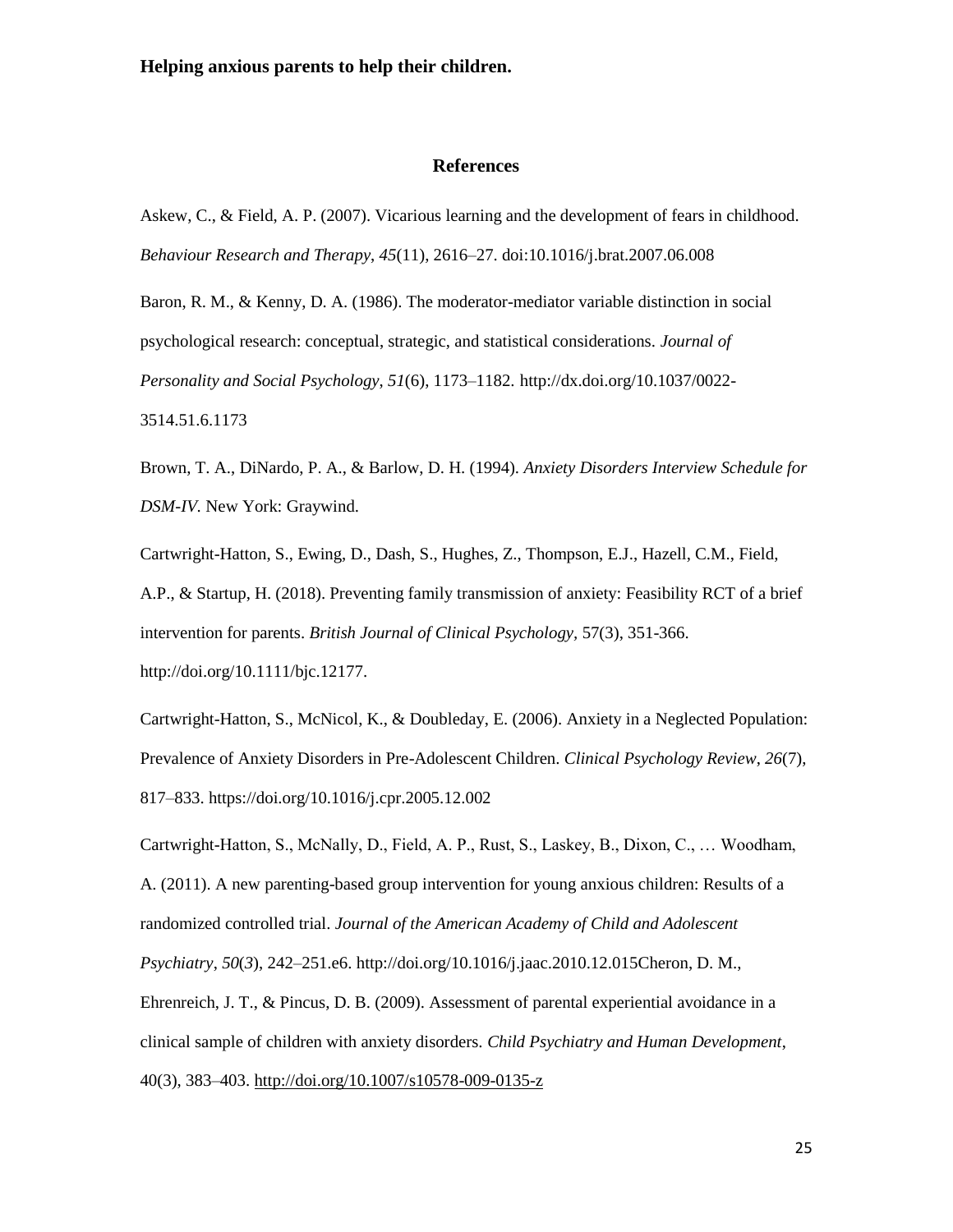**Helping anxious parents to help their children.**

## References

Askew, C., & Field, A. P. (2007). Vicarious learning and the development of fears in childhood. *Behaviour Research and Therapy*, *45*(11), 2616–27. doi:10.1016/j.brat.2007.06.008

Baron, R. M., & Kenny, D. A. (1986). The moderator-mediator variable distinction in social psychological research: conceptual, strategic, and statistical considerations. *Journal of Personality and Social Psychology*, *51*(6), 1173–1182. http://dx.doi.org/10.1037/0022-3514.51.6.1173

Brown, T. A., DiNardo, P. A., & Barlow, D. H. (1994). *Anxiety Disorders Interview Schedule for DSM-IV*. New York: Graywind.

Cartwright-Hatton, S., Ewing, D., Dash, S., Hughes, Z., Thompson, E.J., Hazell, C.M., Field, A.P., & Startup, H. (2018). Preventing family transmission of anxiety: Feasibility RCT of a brief intervention for parents. *British Journal of Clinical Psychology*, 57(3), 351-366. http://doi.org/10.1111/bjc.12177.

Cartwright-Hatton, S., McNicol, K., & Doubleday, E. (2006). Anxiety in a Neglected Population: Prevalence of Anxiety Disorders in Pre-Adolescent Children. *Clinical Psychology Review*, *26*(7), 817–833. https://doi.org/10.1016/j.cpr.2005.12.002

Cartwright-Hatton, S., McNally, D., Field, A. P., Rust, S., Laskey, B., Dixon, C., … Woodham, A. (2011). A new parenting-based group intervention for young anxious children: Results of a randomized controlled trial. *Journal of the American Academy of Child and Adolescent Psychiatry*, *50*(*3*), 242–251.e6. http://doi.org/10.1016/j.jaac.2010.12.015Cheron, D. M., Ehrenreich, J. T., & Pincus, D. B. (2009). Assessment of parental experiential avoidance in a clinical sample of children with anxiety disorders. *Child Psychiatry and Human Development*, 40(3), 383–403. http://doi.org/10.1007/s10578-009-0135-z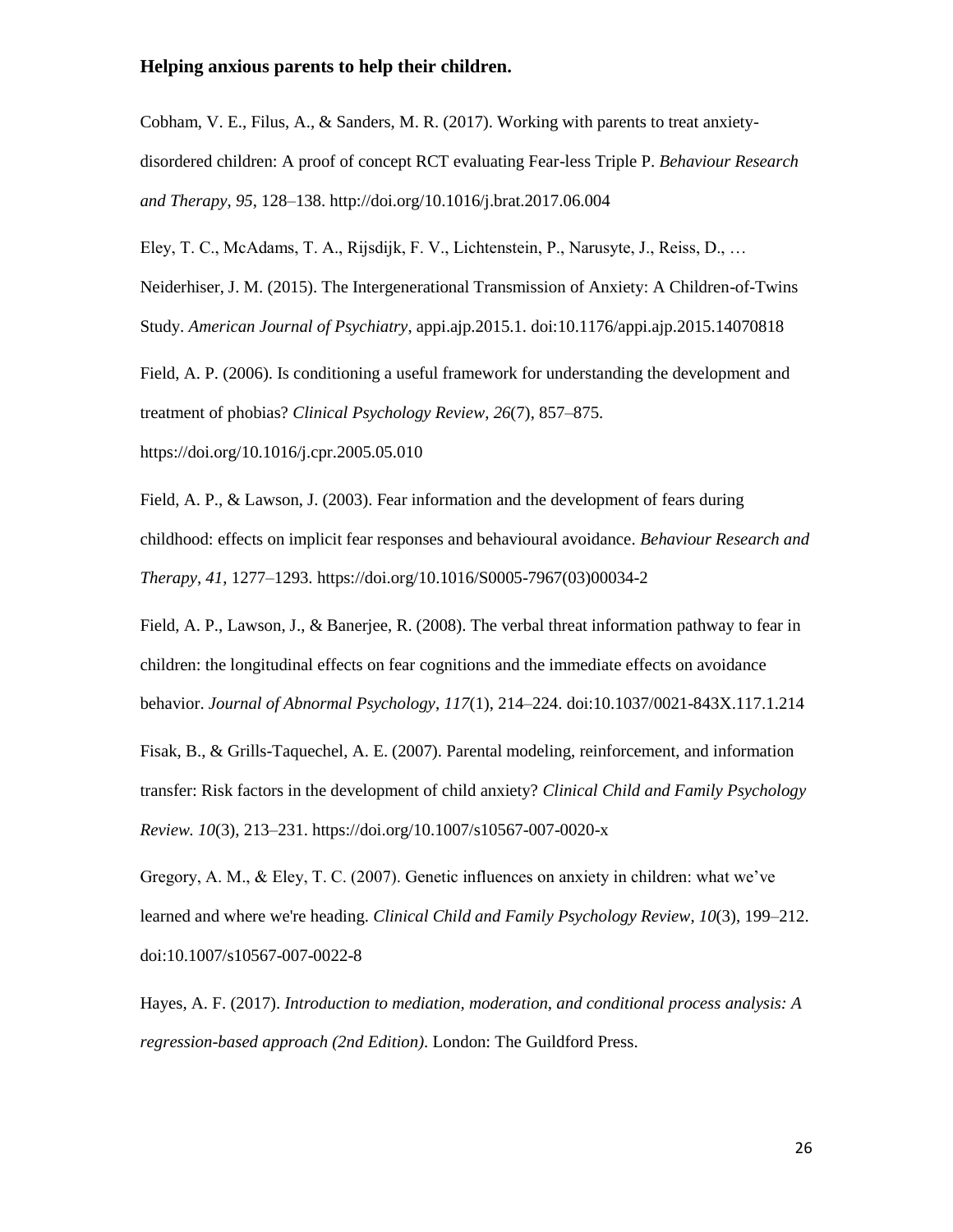Cobham, V. E., Filus, A., & Sanders, M. R. (2017). Working with parents to treat anxiety-disordered children: A proof of concept RCT evaluating Fear-less Triple P. *Behaviour Research and Therapy*, *95*, 128–138. http://doi.org/10.1016/j.brat.2017.06.004

Eley, T. C., McAdams, T. A., Rijsdijk, F. V., Lichtenstein, P., Narusyte, J., Reiss, D., … Neiderhiser, J. M. (2015). The Intergenerational Transmission of Anxiety: A Children-of-Twins Study. *American Journal of Psychiatry*, appi.ajp.2015.1. doi:10.1176/appi.ajp.2015.14070818

Field, A. P. (2006). Is conditioning a useful framework for understanding the development and treatment of phobias? *Clinical Psychology Review*, *26*(7), 857–875. https://doi.org/10.1016/j.cpr.2005.05.010

Field, A. P., & Lawson, J. (2003). Fear information and the development of fears during childhood: effects on implicit fear responses and behavioural avoidance. *Behaviour Research and Therapy*, *41*, 1277–1293. https://doi.org/10.1016/S0005-7967(03)00034-2

Field, A. P., Lawson, J., & Banerjee, R. (2008). The verbal threat information pathway to fear in children: the longitudinal effects on fear cognitions and the immediate effects on avoidance behavior. *Journal of Abnormal Psychology*, *117*(1), 214–224. doi:10.1037/0021-843X.117.1.214

Fisak, B., & Grills-Taquechel, A. E. (2007). Parental modeling, reinforcement, and information transfer: Risk factors in the development of child anxiety? *Clinical Child and Family Psychology Review. 10*(3), 213–231. https://doi.org/10.1007/s10567-007-0020-x

Gregory, A. M., & Eley, T. C. (2007). Genetic influences on anxiety in children: what we've learned and where we're heading. *Clinical Child and Family Psychology Review*, *10*(3), 199–212. doi:10.1007/s10567-007-0022-8

Hayes, A. F. (2017). *Introduction to mediation, moderation, and conditional process analysis: A regression-based approach (2nd Edition)*. London: The Guildford Press.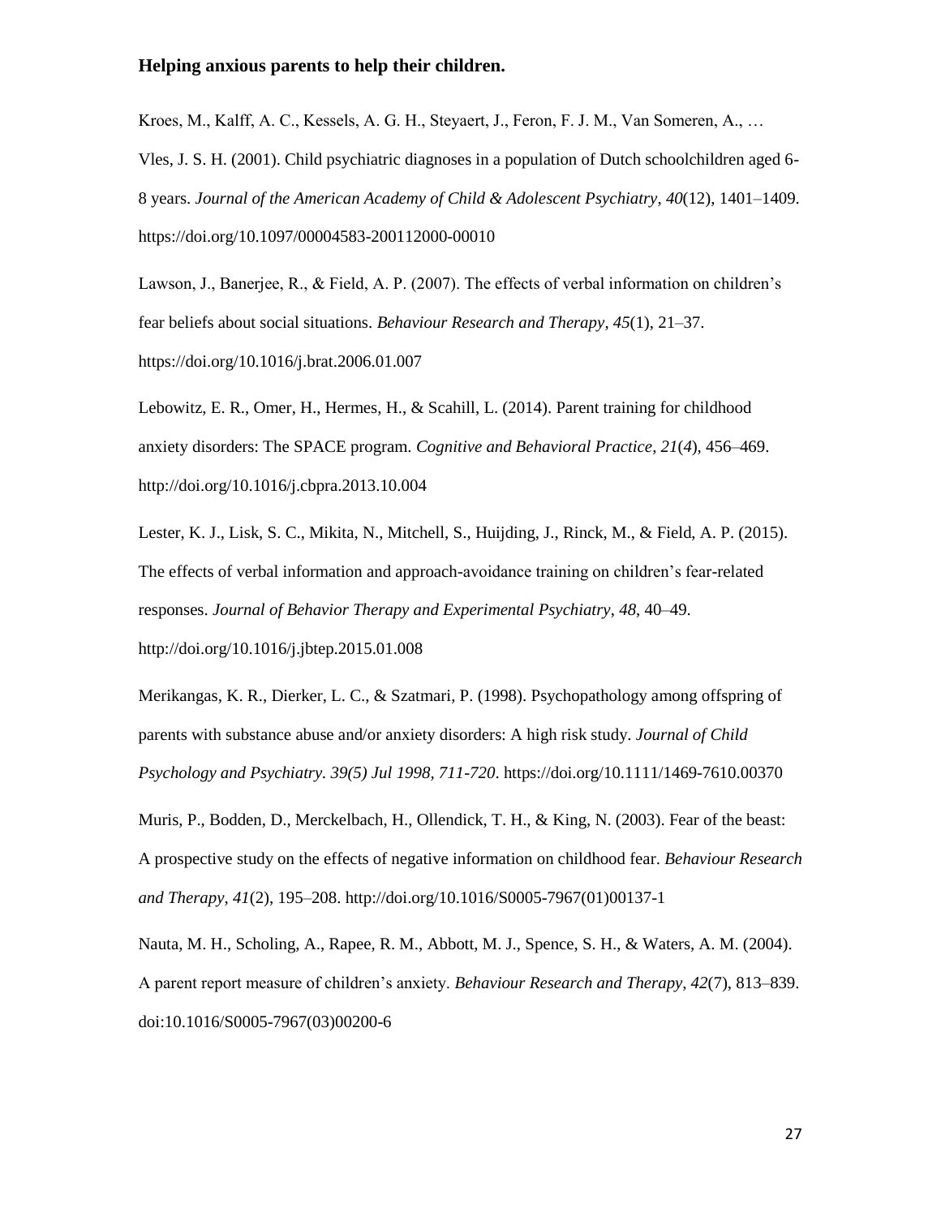Kroes, M., Kalff, A. C., Kessels, A. G. H., Steyaert, J., Feron, F. J. M., Van Someren, A., … Vles, J. S. H. (2001). Child psychiatric diagnoses in a population of Dutch schoolchildren aged 6-8 years. *Journal of the American Academy of Child & Adolescent Psychiatry*, *40*(12), 1401–1409. https://doi.org/10.1097/00004583-200112000-00010

Lawson, J., Banerjee, R., & Field, A. P. (2007). The effects of verbal information on children's fear beliefs about social situations. *Behaviour Research and Therapy*, *45*(1), 21–37. https://doi.org/10.1016/j.brat.2006.01.007

Lebowitz, E. R., Omer, H., Hermes, H., & Scahill, L. (2014). Parent training for childhood anxiety disorders: The SPACE program. *Cognitive and Behavioral Practice*, *21*(*4*), 456–469. http://doi.org/10.1016/j.cbpra.2013.10.004

Lester, K. J., Lisk, S. C., Mikita, N., Mitchell, S., Huijding, J., Rinck, M., & Field, A. P. (2015). The effects of verbal information and approach-avoidance training on children's fear-related responses. *Journal of Behavior Therapy and Experimental Psychiatry*, *48*, 40–49. http://doi.org/10.1016/j.jbtep.2015.01.008

Merikangas, K. R., Dierker, L. C., & Szatmari, P. (1998). Psychopathology among offspring of parents with substance abuse and/or anxiety disorders: A high risk study. *Journal of Child Psychology and Psychiatry. 39(5) Jul 1998, 711-720*. https://doi.org/10.1111/1469-7610.00370

Muris, P., Bodden, D., Merckelbach, H., Ollendick, T. H., & King, N. (2003). Fear of the beast: A prospective study on the effects of negative information on childhood fear. *Behaviour Research and Therapy*, *41*(2), 195–208. http://doi.org/10.1016/S0005-7967(01)00137-1

Nauta, M. H., Scholing, A., Rapee, R. M., Abbott, M. J., Spence, S. H., & Waters, A. M. (2004). A parent report measure of children's anxiety. *Behaviour Research and Therapy*, *42*(7), 813–839. doi:10.1016/S0005-7967(03)00200-6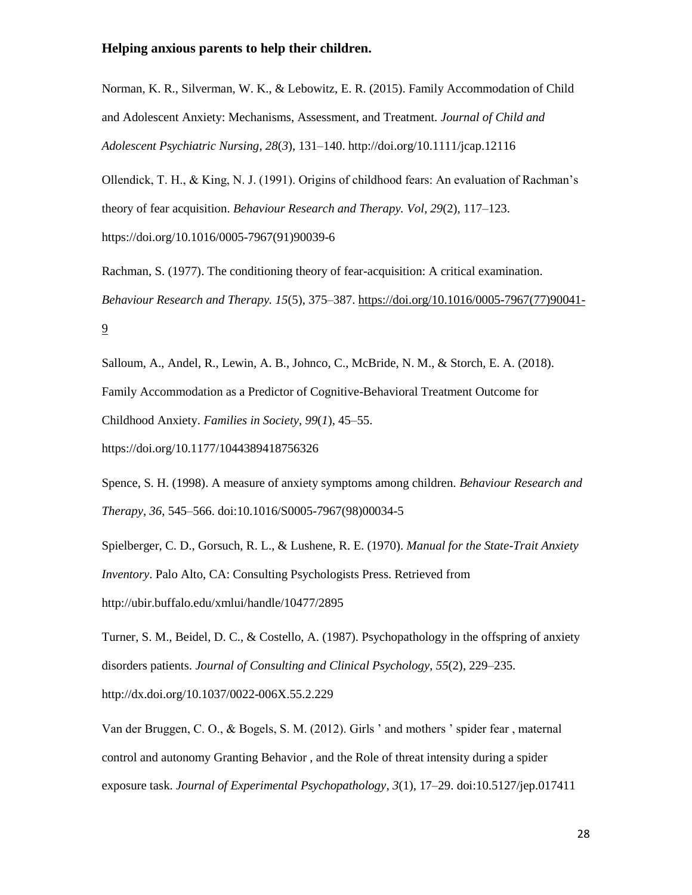Norman, K. R., Silverman, W. K., & Lebowitz, E. R. (2015). Family Accommodation of Child and Adolescent Anxiety: Mechanisms, Assessment, and Treatment. *Journal of Child and Adolescent Psychiatric Nursing*, *28*(*3*), 131–140. http://doi.org/10.1111/jcap.12116

Ollendick, T. H., & King, N. J. (1991). Origins of childhood fears: An evaluation of Rachman's theory of fear acquisition. *Behaviour Research and Therapy. Vol*, *29*(2), 117–123. https://doi.org/10.1016/0005-7967(91)90039-6

Rachman, S. (1977). The conditioning theory of fear-acquisition: A critical examination. *Behaviour Research and Therapy. 15*(5), 375–387. https://doi.org/10.1016/0005-7967(77)90041-9

Salloum, A., Andel, R., Lewin, A. B., Johnco, C., McBride, N. M., & Storch, E. A. (2018). Family Accommodation as a Predictor of Cognitive-Behavioral Treatment Outcome for Childhood Anxiety. *Families in Society*, *99*(*1*), 45–55. https://doi.org/10.1177/1044389418756326

Spence, S. H. (1998). A measure of anxiety symptoms among children. *Behaviour Research and Therapy*, *36*, 545–566. doi:10.1016/S0005-7967(98)00034-5

Spielberger, C. D., Gorsuch, R. L., & Lushene, R. E. (1970). *Manual for the State-Trait Anxiety Inventory*. Palo Alto, CA: Consulting Psychologists Press. Retrieved from http://ubir.buffalo.edu/xmlui/handle/10477/2895

Turner, S. M., Beidel, D. C., & Costello, A. (1987). Psychopathology in the offspring of anxiety disorders patients. *Journal of Consulting and Clinical Psychology*, *55*(2), 229–235. http://dx.doi.org/10.1037/0022-006X.55.2.229

Van der Bruggen, C. O., & Bogels, S. M. (2012). Girls ' and mothers ' spider fear , maternal control and autonomy Granting Behavior , and the Role of threat intensity during a spider exposure task. *Journal of Experimental Psychopathology*, *3*(1), 17–29. doi:10.5127/jep.017411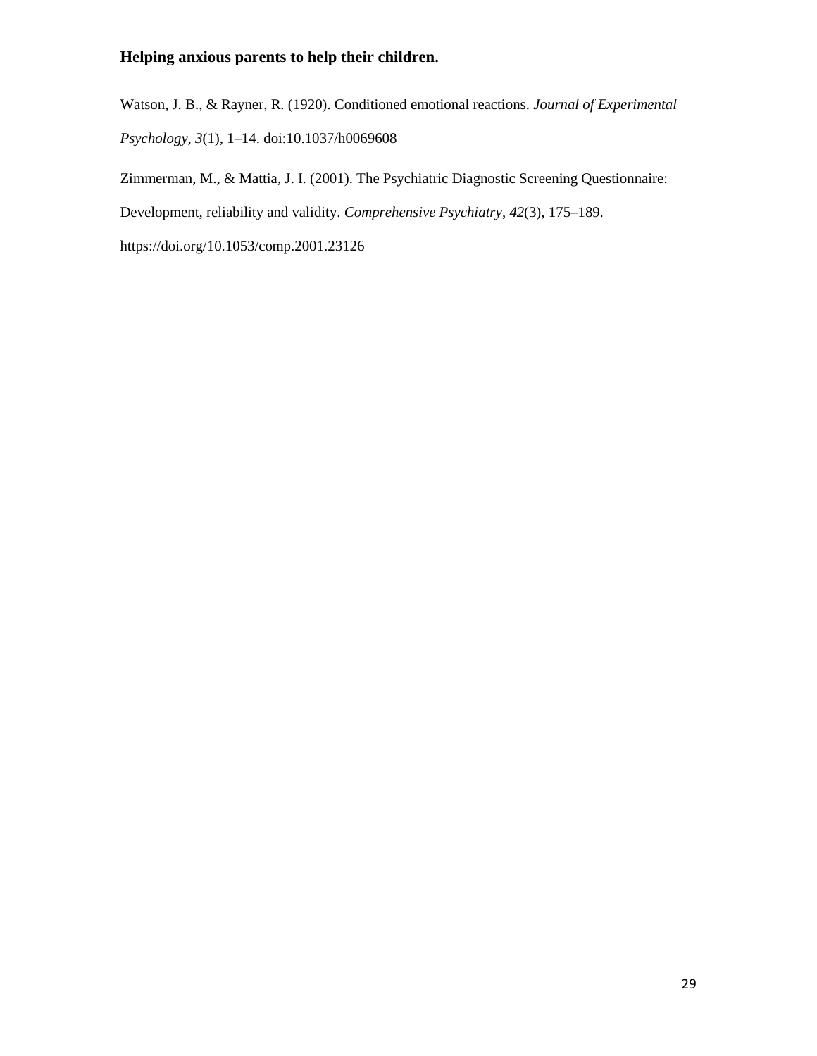Watson, J. B., & Rayner, R. (1920). Conditioned emotional reactions. *Journal of Experimental Psychology*, *3*(1), 1–14. doi:10.1037/h0069608

Zimmerman, M., & Mattia, J. I. (2001). The Psychiatric Diagnostic Screening Questionnaire: Development, reliability and validity. *Comprehensive Psychiatry*, *42*(3), 175–189. https://doi.org/10.1053/comp.2001.23126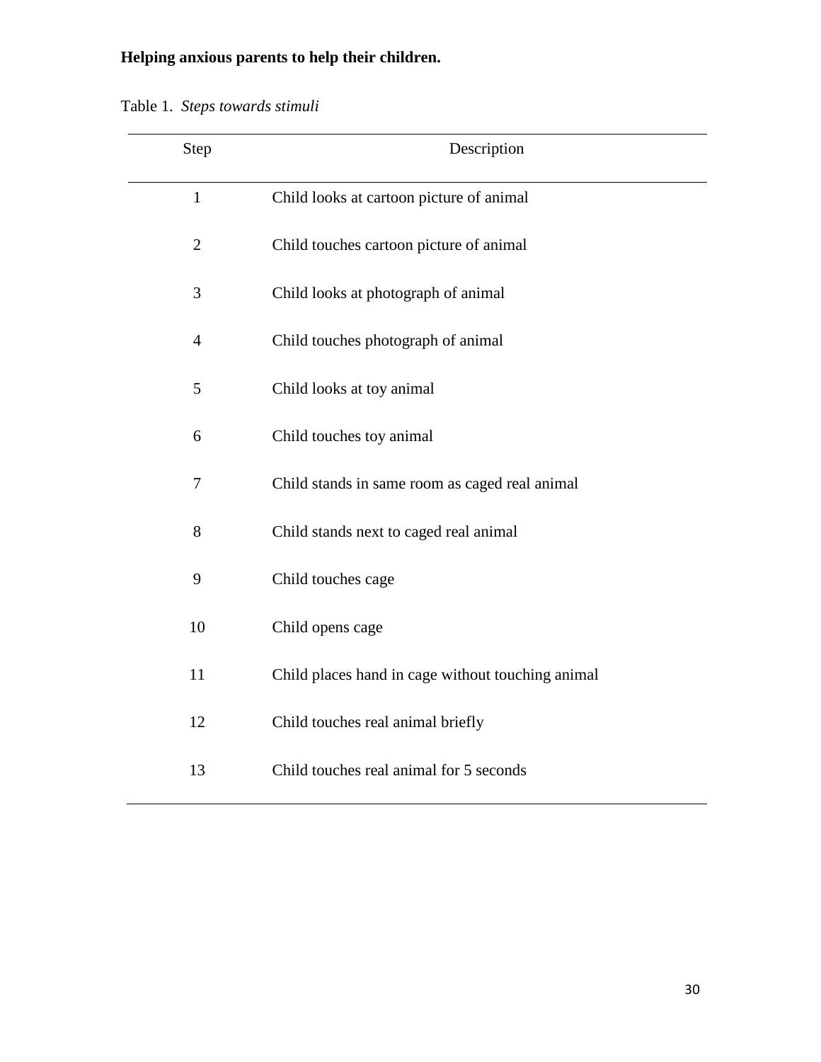**Helping anxious parents to help their children.**

Table 1. *Steps towards stimuli*

| Step | Description |
|---|---|
| 1 | Child looks at cartoon picture of animal |
| 2 | Child touches cartoon picture of animal |
| 3 | Child looks at photograph of animal |
| 4 | Child touches photograph of animal |
| 5 | Child looks at toy animal |
| 6 | Child touches toy animal |
| 7 | Child stands in same room as caged real animal |
| 8 | Child stands next to caged real animal |
| 9 | Child touches cage |
| 10 | Child opens cage |
| 11 | Child places hand in cage without touching animal |
| 12 | Child touches real animal briefly |
| 13 | Child touches real animal for 5 seconds |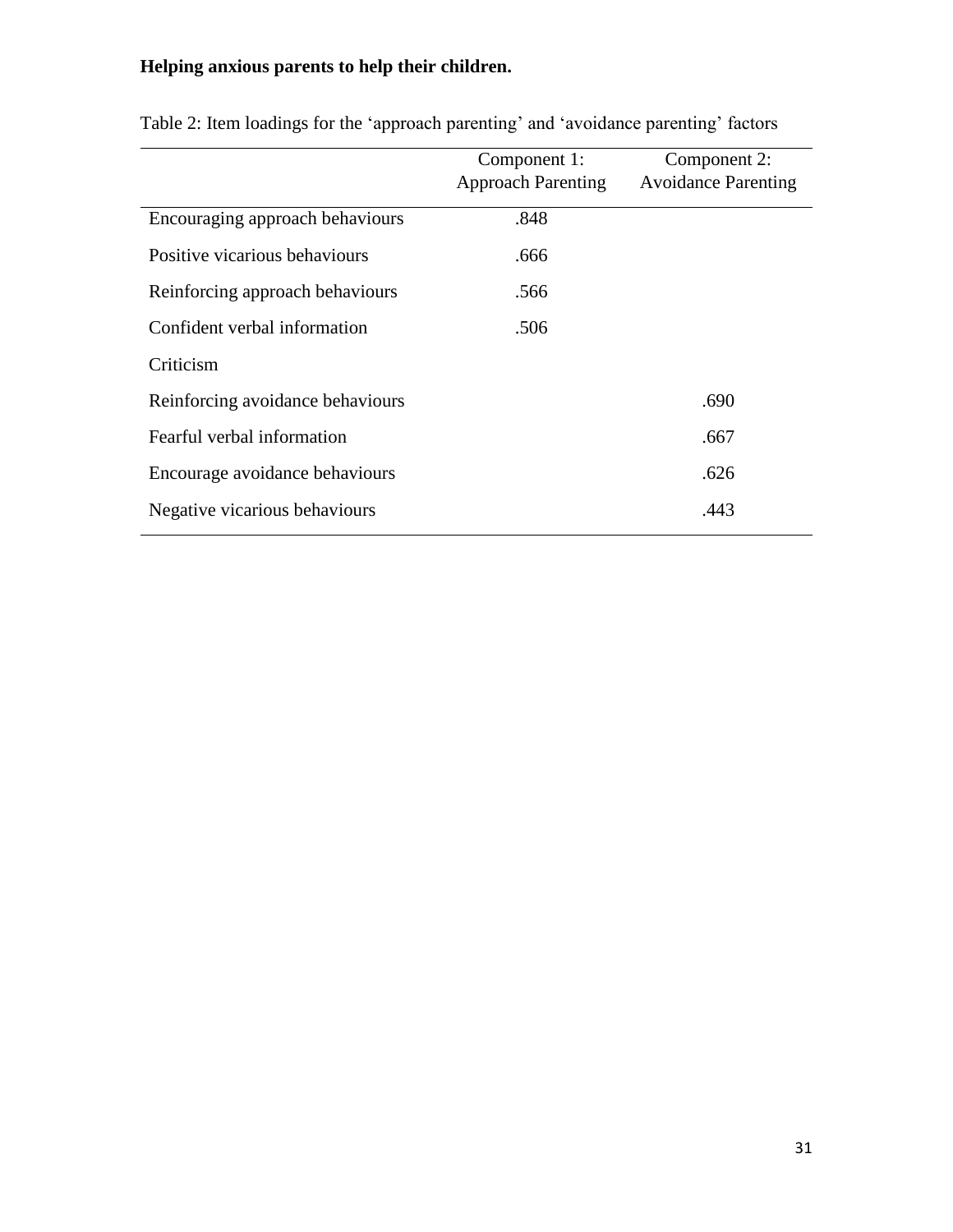Table 2: Item loadings for the 'approach parenting' and 'avoidance parenting' factors

| | Component 1: Approach Parenting | Component 2: Avoidance Parenting |
|---|---|---|
| Encouraging approach behaviours | .848 | |
| Positive vicarious behaviours | .666 | |
| Reinforcing approach behaviours | .566 | |
| Confident verbal information | .506 | |
| Criticism | | |
| Reinforcing avoidance behaviours | | .690 |
| Fearful verbal information | | .667 |
| Encourage avoidance behaviours | | .626 |
| Negative vicarious behaviours | | .443 |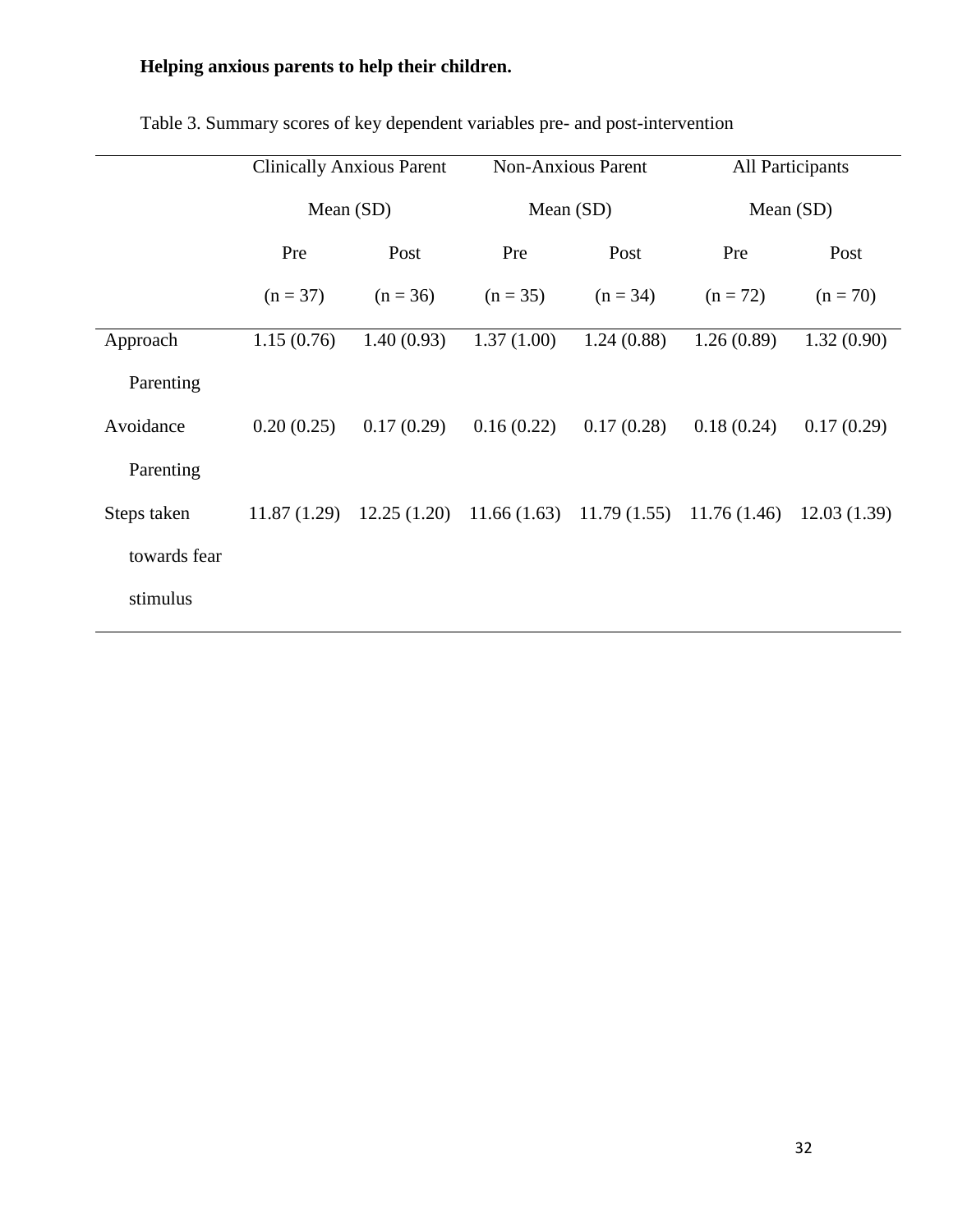**Helping anxious parents to help their children.**

Table 3. Summary scores of key dependent variables pre- and post-intervention

| | Clinically Anxious Parent Mean (SD) | | Non-Anxious Parent Mean (SD) | | All Participants Mean (SD) | |
|---|---|---|---|---|---|---|
| | Pre (n = 37) | Post (n = 36) | Pre (n = 35) | Post (n = 34) | Pre (n = 72) | Post (n = 70) |
| Approach Parenting | 1.15 (0.76) | 1.40 (0.93) | 1.37 (1.00) | 1.24 (0.88) | 1.26 (0.89) | 1.32 (0.90) |
| Avoidance Parenting | 0.20 (0.25) | 0.17 (0.29) | 0.16 (0.22) | 0.17 (0.28) | 0.18 (0.24) | 0.17 (0.29) |
| Steps taken towards fear stimulus | 11.87 (1.29) | 12.25 (1.20) | 11.66 (1.63) | 11.79 (1.55) | 11.76 (1.46) | 12.03 (1.39) |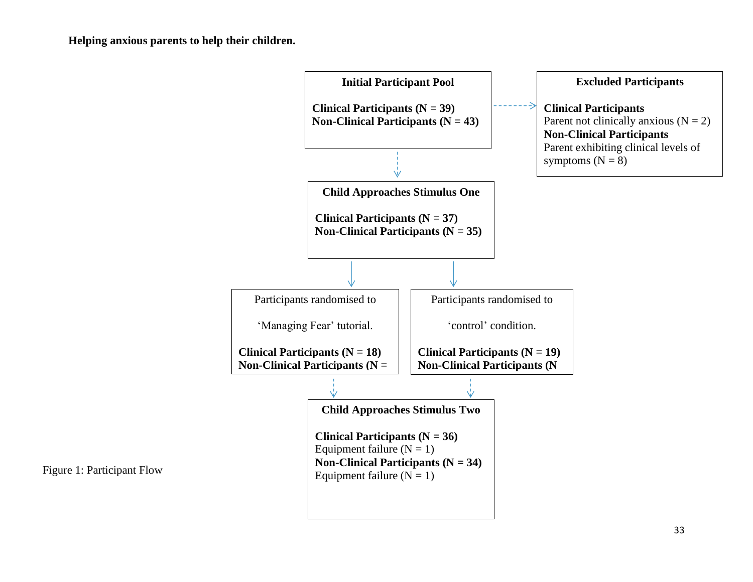**Helping anxious parents to help their children.**

**Initial Participant Pool**

**Clinical Participants (N = 39)**
**Non-Clinical Participants (N = 43)**

**Excluded Participants**

**Clinical Participants**
Parent not clinically anxious (N = 2)
**Non-Clinical Participants**
Parent exhibiting clinical levels of symptoms (N = 8)

**Child Approaches Stimulus One**

**Clinical Participants (N = 37)**
**Non-Clinical Participants (N = 35)**

Participants randomised to

'Managing Fear' tutorial.

**Clinical Participants (N = 18)**
**Non-Clinical Participants (N =**

Participants randomised to

'control' condition.

**Clinical Participants (N = 19)**
**Non-Clinical Participants (N**

**Child Approaches Stimulus Two**

**Clinical Participants (N = 36)**
Equipment failure (N = 1)
**Non-Clinical Participants (N = 34)**
Equipment failure (N = 1)

Figure 1: Participant Flow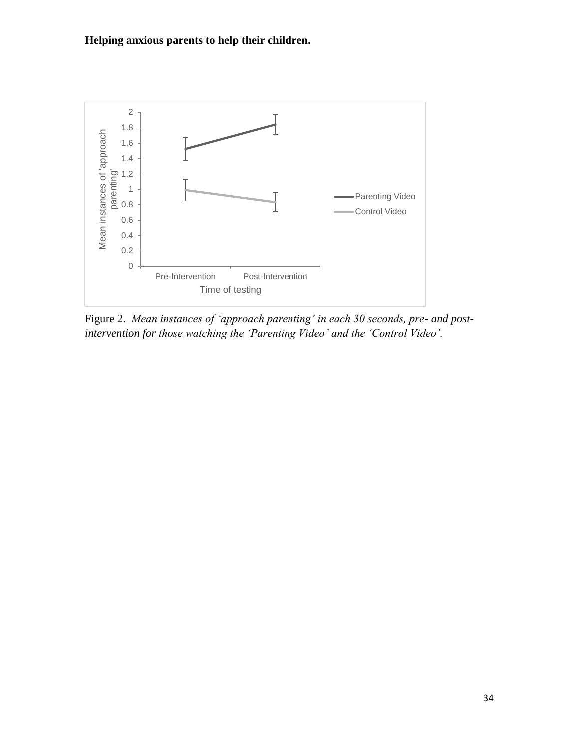Figure 2. *Mean instances of 'approach parenting' in each 30 seconds, pre- and post-intervention for those watching the 'Parenting Video' and the 'Control Video'.*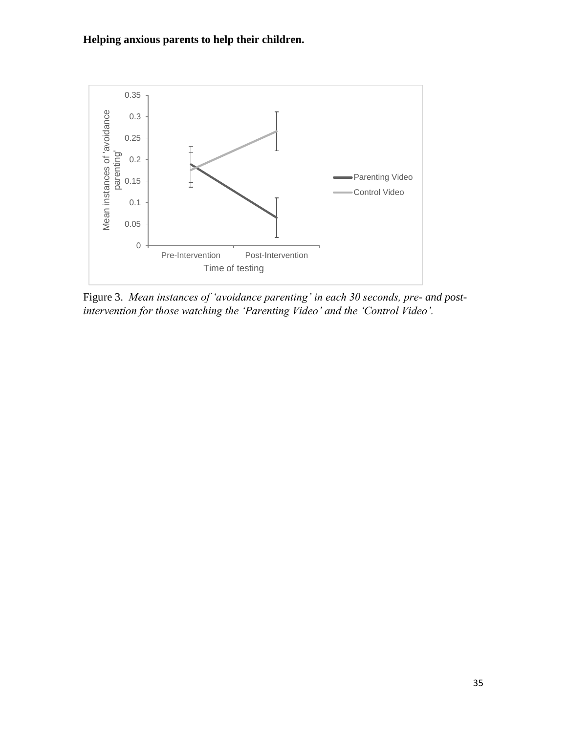Figure 3. *Mean instances of 'avoidance parenting' in each 30 seconds, pre- and post-intervention for those watching the 'Parenting Video' and the 'Control Video'.*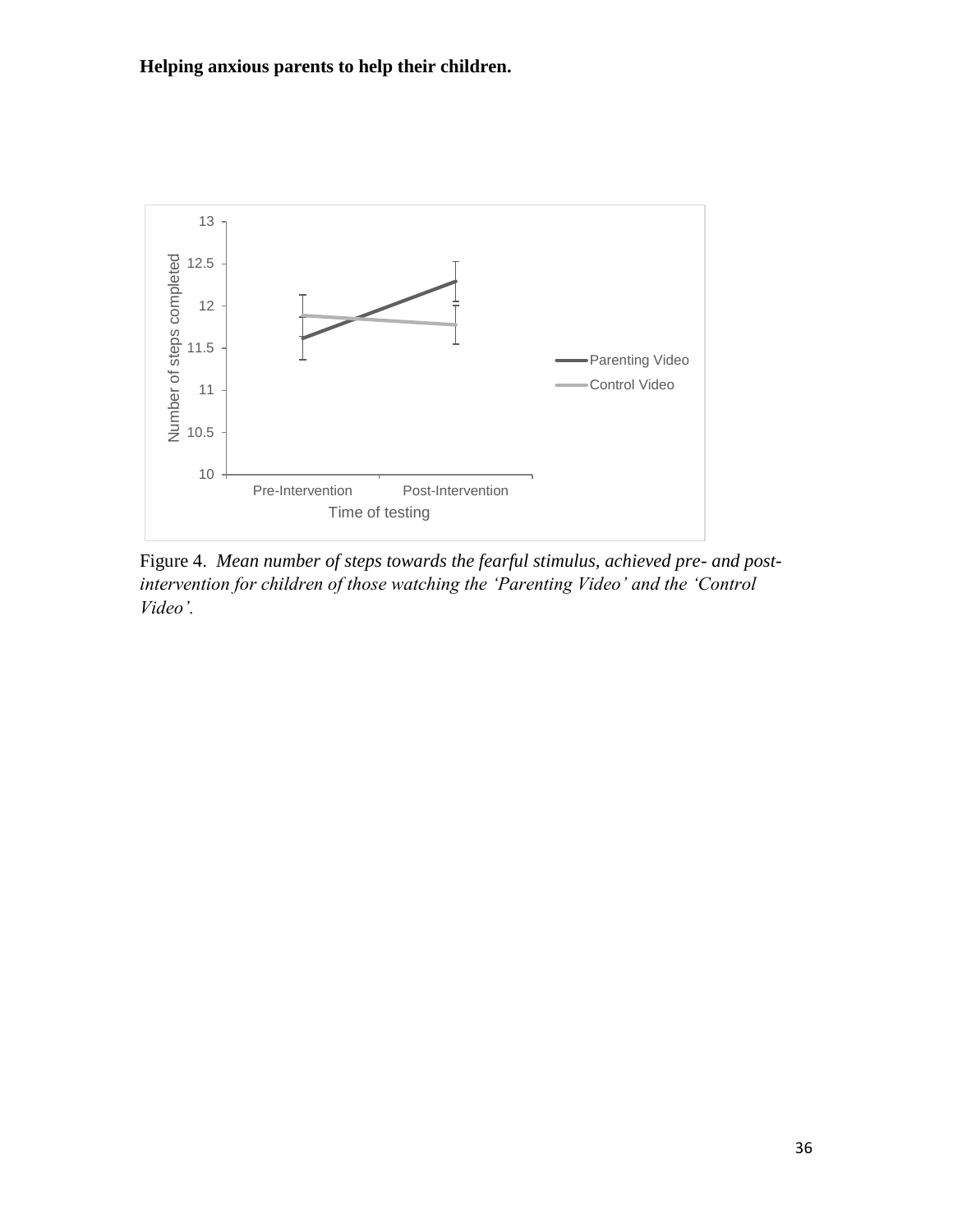Figure 4. *Mean number of steps towards the fearful stimulus, achieved pre- and post-intervention for children of those watching the 'Parenting Video' and the 'Control Video'.*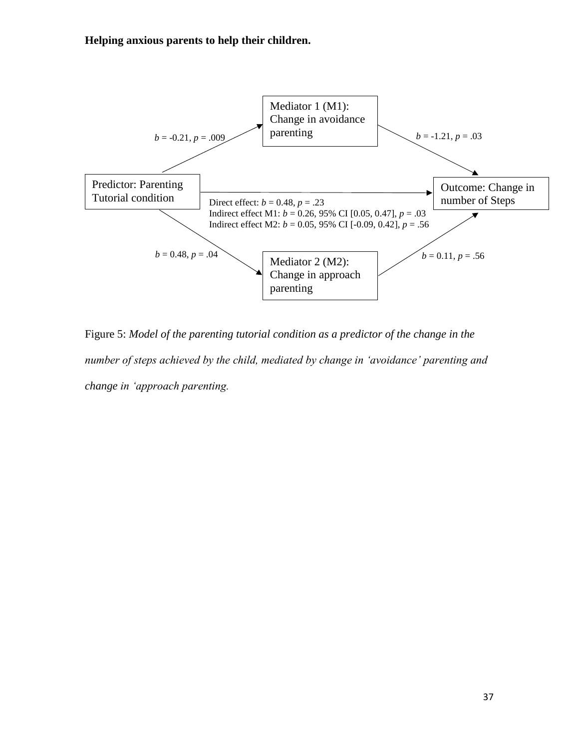**Helping anxious parents to help their children.**

Mediator 1 (M1): Change in avoidance parenting

*b* = -0.21, *p* = .009

*b* = -1.21, *p* = .03

Predictor: Parenting Tutorial condition

Outcome: Change in number of Steps

Direct effect: *b* = 0.48, *p* = .23
Indirect effect M1: *b* = 0.26, 95% CI [0.05, 0.47], *p* = .03
Indirect effect M2: *b* = 0.05, 95% CI [-0.09, 0.42], *p* = .56

*b* = 0.48, *p* = .04

*b* = 0.11, *p* = .56

Mediator 2 (M2): Change in approach parenting

Figure 5: *Model of the parenting tutorial condition as a predictor of the change in the number of steps achieved by the child, mediated by change in 'avoidance' parenting and change in 'approach parenting.*